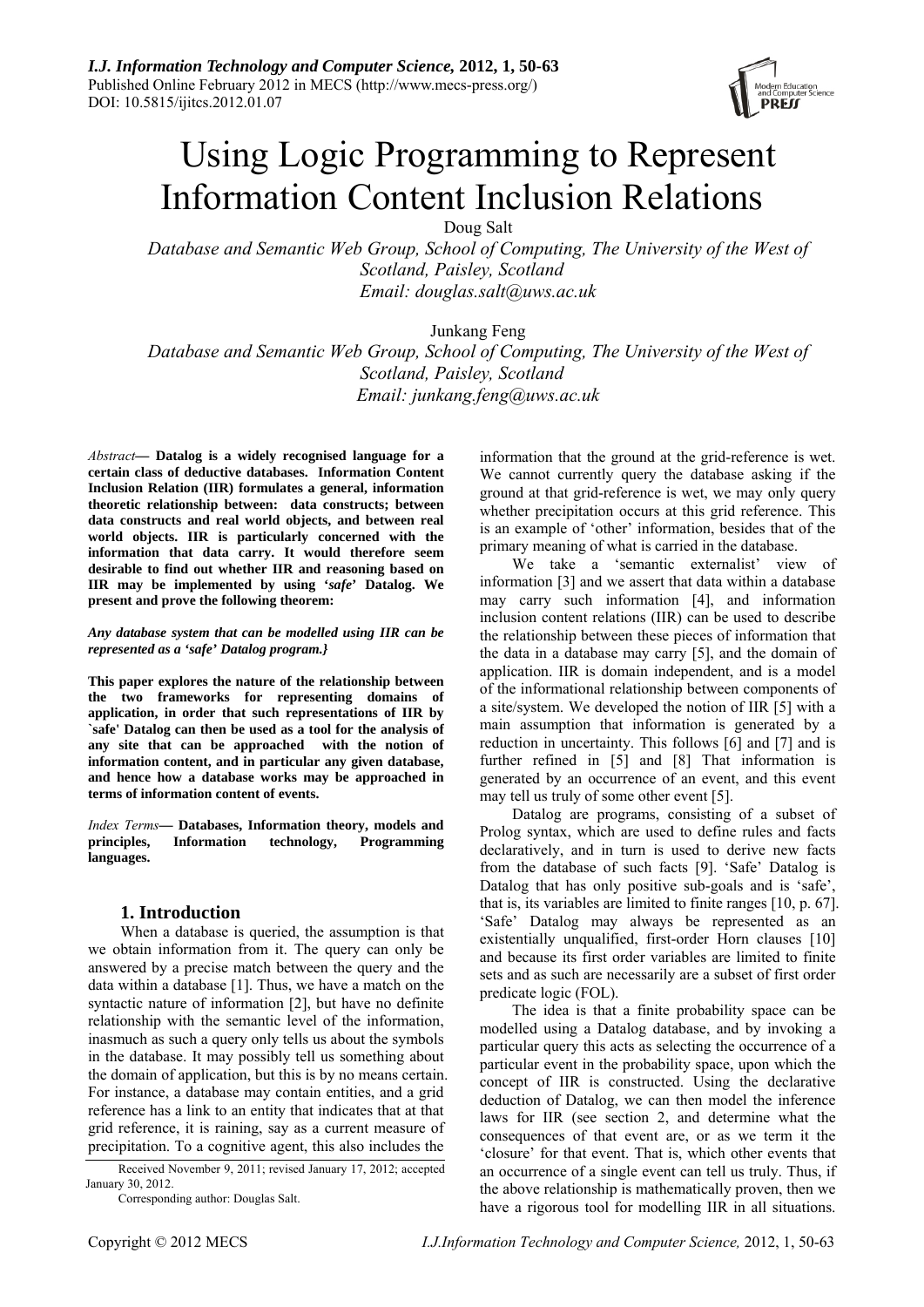# Using Logic Programming to Represent Information Content Inclusion Relations

Doug Salt

*Database and Semantic Web Group, School of Computing, The University of the West of Scotland, Paisley, Scotland*
*Email: douglas.salt@uws.ac.uk*

Junkang Feng

*Database and Semantic Web Group, School of Computing, The University of the West of Scotland, Paisley, Scotland*
*Email: junkang.feng@uws.ac.uk*

***Abstract*— Datalog is a widely recognised language for a certain class of deductive databases. Information Content Inclusion Relation (IIR) formulates a general, information theoretic relationship between: data constructs; between data constructs and real world objects, and between real world objects. IIR is particularly concerned with the information that data carry. It would therefore seem desirable to find out whether IIR and reasoning based on IIR may be implemented by using *'safe'* Datalog. We present and prove the following theorem:**

***Any database system that can be modelled using IIR can be represented as a 'safe' Datalog program.}***

**This paper explores the nature of the relationship between the two frameworks for representing domains of application, in order that such representations of IIR by `safe' Datalog can then be used as a tool for the analysis of any site that can be approached with the notion of information content, and in particular any given database, and hence how a database works may be approached in terms of information content of events.**

***Index Terms*— Databases, Information theory, models and principles, Information technology, Programming languages.**

## 1. Introduction

When a database is queried, the assumption is that we obtain information from it. The query can only be answered by a precise match between the query and the data within a database [1]. Thus, we have a match on the syntactic nature of information [2], but have no definite relationship with the semantic level of the information, inasmuch as such a query only tells us about the symbols in the database. It may possibly tell us something about the domain of application, but this is by no means certain. For instance, a database may contain entities, and a grid reference has a link to an entity that indicates that at that grid reference, it is raining, say as a current measure of precipitation. To a cognitive agent, this also includes the information that the ground at the grid-reference is wet. We cannot currently query the database asking if the ground at that grid-reference is wet, we may only query whether precipitation occurs at this grid reference. This is an example of 'other' information, besides that of the primary meaning of what is carried in the database.

We take a 'semantic externalist' view of information [3] and we assert that data within a database may carry such information [4], and information inclusion content relations (IIR) can be used to describe the relationship between these pieces of information that the data in a database may carry [5], and the domain of application. IIR is domain independent, and is a model of the informational relationship between components of a site/system. We developed the notion of IIR [5] with a main assumption that information is generated by a reduction in uncertainty. This follows [6] and [7] and is further refined in [5] and [8] That information is generated by an occurrence of an event, and this event may tell us truly of some other event [5].

Datalog are programs, consisting of a subset of Prolog syntax, which are used to define rules and facts declaratively, and in turn is used to derive new facts from the database of such facts [9]. 'Safe' Datalog is Datalog that has only positive sub-goals and is 'safe', that is, its variables are limited to finite ranges [10, p. 67]. 'Safe' Datalog may always be represented as an existentially unqualified, first-order Horn clauses [10] and because its first order variables are limited to finite sets and as such are necessarily are a subset of first order predicate logic (FOL).

The idea is that a finite probability space can be modelled using a Datalog database, and by invoking a particular query this acts as selecting the occurrence of a particular event in the probability space, upon which the concept of IIR is constructed. Using the declarative deduction of Datalog, we can then model the inference laws for IIR (see section 2, and determine what the consequences of that event are, or as we term it the 'closure' for that event. That is, which other events that an occurrence of a single event can tell us truly. Thus, if the above relationship is mathematically proven, then we have a rigorous tool for modelling IIR in all situations.

Received November 9, 2011; revised January 17, 2012; accepted January 30, 2012.

Corresponding author: Douglas Salt.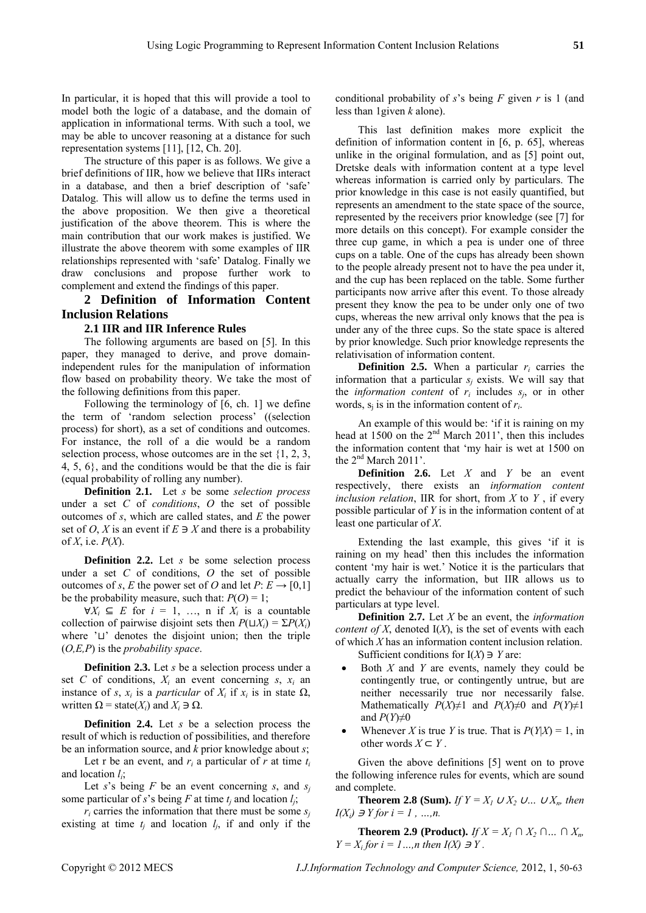In particular, it is hoped that this will provide a tool to model both the logic of a database, and the domain of application in informational terms. With such a tool, we may be able to uncover reasoning at a distance for such representation systems [11], [12, Ch. 20].

The structure of this paper is as follows. We give a brief definitions of IIR, how we believe that IIRs interact in a database, and then a brief description of 'safe' Datalog. This will allow us to define the terms used in the above proposition. We then give a theoretical justification of the above theorem. This is where the main contribution that our work makes is justified. We illustrate the above theorem with some examples of IIR relationships represented with 'safe' Datalog. Finally we draw conclusions and propose further work to complement and extend the findings of this paper.

## 2 Definition of Information Content Inclusion Relations

### 2.1 IIR and IIR Inference Rules

The following arguments are based on [5]. In this paper, they managed to derive, and prove domain-independent rules for the manipulation of information flow based on probability theory. We take the most of the following definitions from this paper.

Following the terminology of [6, ch. 1] we define the term of 'random selection process' ((selection process) for short), as a set of conditions and outcomes. For instance, the roll of a die would be a random selection process, whose outcomes are in the set {1, 2, 3, 4, 5, 6}, and the conditions would be that the die is fair (equal probability of rolling any number).

**Definition 2.1.** Let *s* be some *selection process* under a set *C* of *conditions*, *O* the set of possible outcomes of *s*, which are called states, and *E* the power set of *O*, *X* is an event if $E \ni X$ and there is a probability of *X*, i.e. $P(X)$.

**Definition 2.2.** Let *s* be some selection process under a set *C* of conditions, *O* the set of possible outcomes of *s*, *E* the power set of *O* and let $P: E \rightarrow [0,1]$ be the probability measure, such that: $P(O) = 1$;

$\forall X_i \subseteq E$ for $i = 1, \ldots, n$ if $X_i$ is a countable collection of pairwise disjoint sets then $P(\sqcup X_i) = \Sigma P(X_i)$ where '$\sqcup$' denotes the disjoint union; then the triple $(O,E,P)$ is the *probability space*.

**Definition 2.3.** Let *s* be a selection process under a set *C* of conditions, $X_i$ an event concerning *s*, $x_i$ an instance of *s*, $x_i$ is a *particular* of $X_i$ if $x_i$ is in state $\Omega$, written $\Omega = \text{state}(X_i)$ and $X_i \ni \Omega$.

**Definition 2.4.** Let *s* be a selection process the result of which is reduction of possibilities, and therefore be an information source, and *k* prior knowledge about *s*;

Let r be an event, and $r_i$ a particular of *r* at time $t_i$ and location $l_i$;

Let *s*'s being *F* be an event concerning *s*, and $s_j$ some particular of *s*'s being *F* at time $t_j$ and location $l_j$;

$r_i$ carries the information that there must be some $s_j$ existing at time $t_j$ and location $l_j$, if and only if the conditional probability of *s*'s being *F* given *r* is 1 (and less than 1given *k* alone).

This last definition makes more explicit the definition of information content in [6, p. 65], whereas unlike in the original formulation, and as [5] point out, Dretske deals with information content at a type level whereas information is carried only by particulars. The prior knowledge in this case is not easily quantified, but represents an amendment to the state space of the source, represented by the receivers prior knowledge (see [7] for more details on this concept). For example consider the three cup game, in which a pea is under one of three cups on a table. One of the cups has already been shown to the people already present not to have the pea under it, and the cup has been replaced on the table. Some further participants now arrive after this event. To those already present they know the pea to be under only one of two cups, whereas the new arrival only knows that the pea is under any of the three cups. So the state space is altered by prior knowledge. Such prior knowledge represents the relativisation of information content.

**Definition 2.5.** When a particular $r_i$ carries the information that a particular $s_j$ exists. We will say that the *information content* of $r_i$ includes $s_j$, or in other words, $s_j$ is in the information content of $r_i$.

An example of this would be: 'if it is raining on my head at 1500 on the 2nd March 2011', then this includes the information content that 'my hair is wet at 1500 on the 2nd March 2011'.

**Definition 2.6.** Let *X* and *Y* be an event respectively, there exists an *information content inclusion relation*, IIR for short, from *X* to *Y* , if every possible particular of *Y* is in the information content of at least one particular of *X*.

Extending the last example, this gives 'if it is raining on my head' then this includes the information content 'my hair is wet.' Notice it is the particulars that actually carry the information, but IIR allows us to predict the behaviour of the information content of such particulars at type level.

**Definition 2.7.** Let *X* be an event, the *information content of X*, denoted I(*X*), is the set of events with each of which *X* has an information content inclusion relation.

Sufficient conditions for $I(X) \ni Y$ are:

- Both *X* and *Y* are events, namely they could be contingently true, or contingently untrue, but are neither necessarily true nor necessarily false. Mathematically $P(X)\neq 1$ and $P(X)\neq 0$ and $P(Y)\neq 1$ and $P(Y)\neq 0$
- Whenever *X* is true *Y* is true. That is $P(Y|X) = 1$, in other words $X \subset Y$ .

Given the above definitions [5] went on to prove the following inference rules for events, which are sound and complete.

**Theorem 2.8 (Sum).** *If* $Y = X_1 \cup X_2 \cup \ldots \cup X_n$, *then* $I(X_i) \ni Y$ *for* $i = 1, \ldots, n$.

**Theorem 2.9 (Product).** *If* $X = X_1 \cap X_2 \cap \ldots \cap X_n$, $Y = X_i$ *for* $i = 1 \ldots, n$ *then* $I(X) \ni Y$ .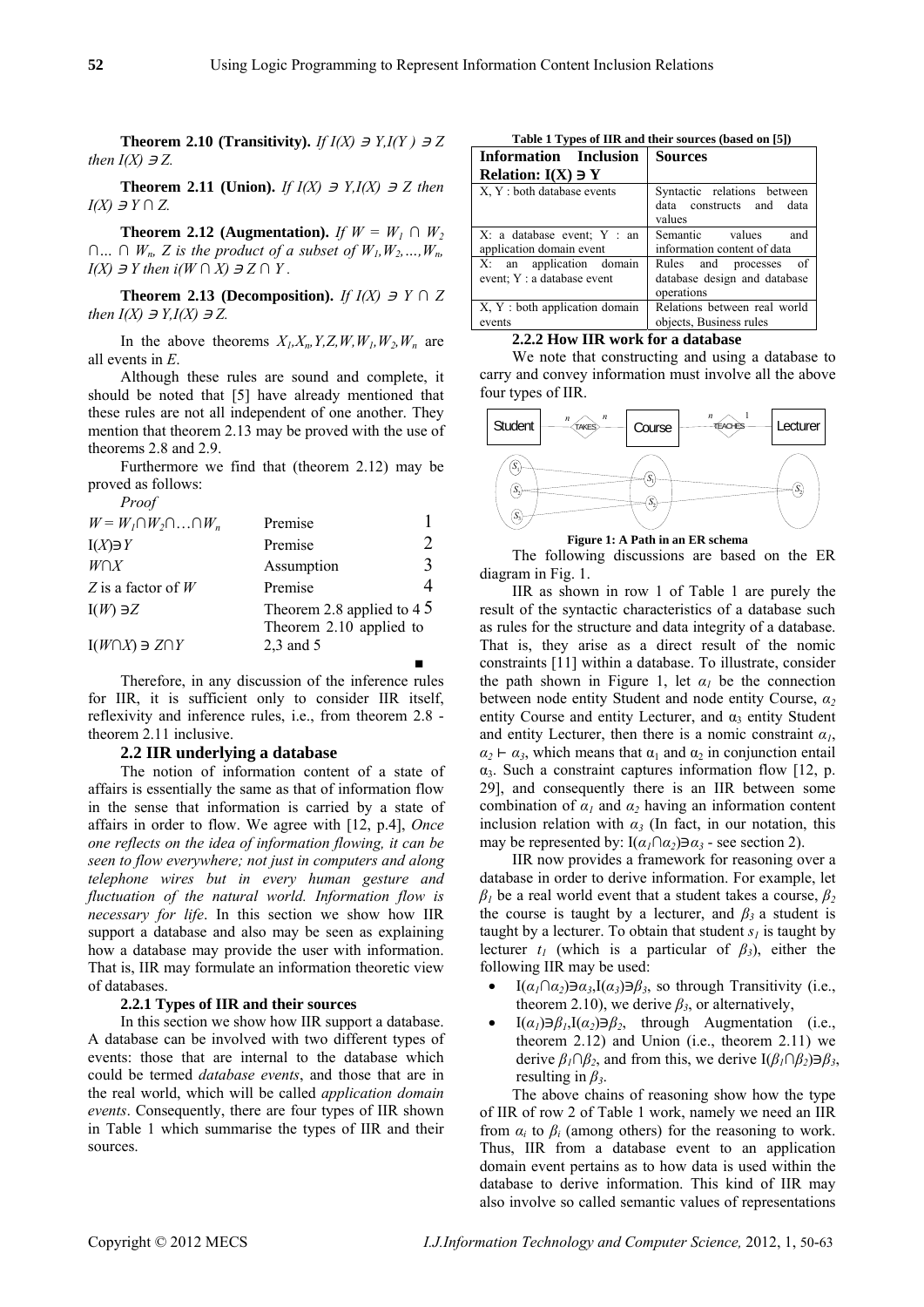**Theorem 2.10 (Transitivity).** *If $I(X) \ni Y, I(Y) \ni Z$ then $I(X) \ni Z$.*

**Theorem 2.11 (Union).** *If $I(X) \ni Y, I(X) \ni Z$ then $I(X) \ni Y \cap Z$.*

**Theorem 2.12 (Augmentation).** *If $W = W_1 \cap W_2 \cap \ldots \cap W_n$, $Z$ is the product of a subset of $W_1, W_2, \ldots, W_n$, $I(X) \ni Y$ then $i(W \cap X) \ni Z \cap Y$.*

**Theorem 2.13 (Decomposition).** *If $I(X) \ni Y \cap Z$ then $I(X) \ni Y, I(X) \ni Z$.*

In the above theorems $X_1, X_n, Y, Z, W, W_1, W_2, W_n$ are all events in *E*.

Although these rules are sound and complete, it should be noted that [5] have already mentioned that these rules are not all independent of one another. They mention that theorem 2.13 may be proved with the use of theorems 2.8 and 2.9.

Furthermore we find that (theorem 2.12) may be proved as follows:

*Proof*

| | | |
|---|---|---|
| $W = W_1 \cap W_2 \cap \ldots \cap W_n$ | Premise | 1 |
| $I(X) \ni Y$ | Premise | 2 |
| $W \cap X$ | Assumption | 3 |
| $Z$ is a factor of $W$ | Premise | 4 |
| $I(W) \ni Z$ | Theorem 2.8 applied to 4 | 5 |
| $I(W \cap X) \ni Z \cap Y$ | Theorem 2.10 applied to 2,3 and 5 | |

■

Therefore, in any discussion of the inference rules for IIR, it is sufficient only to consider IIR itself, reflexivity and inference rules, i.e., from theorem 2.8 - theorem 2.11 inclusive.

## 2.2 IIR underlying a database

The notion of information content of a state of affairs is essentially the same as that of information flow in the sense that information is carried by a state of affairs in order to flow. We agree with [12, p.4], *Once one reflects on the idea of information flowing, it can be seen to flow everywhere; not just in computers and along telephone wires but in every human gesture and fluctuation of the natural world. Information flow is necessary for life*. In this section we show how IIR support a database and also may be seen as explaining how a database may provide the user with information. That is, IIR may formulate an information theoretic view of databases.

### 2.2.1 Types of IIR and their sources

In this section we show how IIR support a database. A database can be involved with two different types of events: those that are internal to the database which could be termed *database events*, and those that are in the real world, which will be called *application domain events*. Consequently, there are four types of IIR shown in Table 1 which summarise the types of IIR and their sources.

**Table 1 Types of IIR and their sources (based on [5])**

| Information Inclusion Relation: $I(X) \ni Y$ | Sources |
|---|---|
| X, Y : both database events | Syntactic relations between data constructs and data values |
| X: a database event; Y : an application domain event | Semantic values and information content of data |
| X: an application domain event; Y : a database event | Rules and processes of database design and database operations |
| X, Y : both application domain events | Relations between real world objects, Business rules |

### 2.2.2 How IIR work for a database

We note that constructing and using a database to carry and convey information must involve all the above four types of IIR.

**Figure 1: A Path in an ER schema**

The following discussions are based on the ER diagram in Fig. 1.

IIR as shown in row 1 of Table 1 are purely the result of the syntactic characteristics of a database such as rules for the structure and data integrity of a database. That is, they arise as a direct result of the nomic constraints [11] within a database. To illustrate, consider the path shown in Figure 1, let $\alpha_1$ be the connection between node entity Student and node entity Course, $\alpha_2$ entity Course and entity Lecturer, and $\alpha_3$ entity Student and entity Lecturer, then there is a nomic constraint $\alpha_1$, $\alpha_2 \vdash \alpha_3$, which means that $\alpha_1$ and $\alpha_2$ in conjunction entail $\alpha_3$. Such a constraint captures information flow [12, p. 29], and consequently there is an IIR between some combination of $\alpha_1$ and $\alpha_2$ having an information content inclusion relation with $\alpha_3$ (In fact, in our notation, this may be represented by: $I(\alpha_1 \cap \alpha_2) \ni \alpha_3$ - see section 2).

IIR now provides a framework for reasoning over a database in order to derive information. For example, let $\beta_1$ be a real world event that a student takes a course, $\beta_2$ the course is taught by a lecturer, and $\beta_3$ a student is taught by a lecturer. To obtain that student $s_1$ is taught by lecturer $t_1$ (which is a particular of $\beta_3$), either the following IIR may be used:

- $I(\alpha_1 \cap \alpha_2) \ni \alpha_3, I(\alpha_3) \ni \beta_3$, so through Transitivity (i.e., theorem 2.10), we derive $\beta_3$, or alternatively,
- $I(\alpha_1) \ni \beta_1, I(\alpha_2) \ni \beta_2$, through Augmentation (i.e., theorem 2.12) and Union (i.e., theorem 2.11) we derive $\beta_1 \cap \beta_2$, and from this, we derive $I(\beta_1 \cap \beta_2) \ni \beta_3$, resulting in $\beta_3$.

The above chains of reasoning show how the type of IIR of row 2 of Table 1 work, namely we need an IIR from $\alpha_i$ to $\beta_i$ (among others) for the reasoning to work. Thus, IIR from a database event to an application domain event pertains as to how data is used within the database to derive information. This kind of IIR may also involve so called semantic values of representations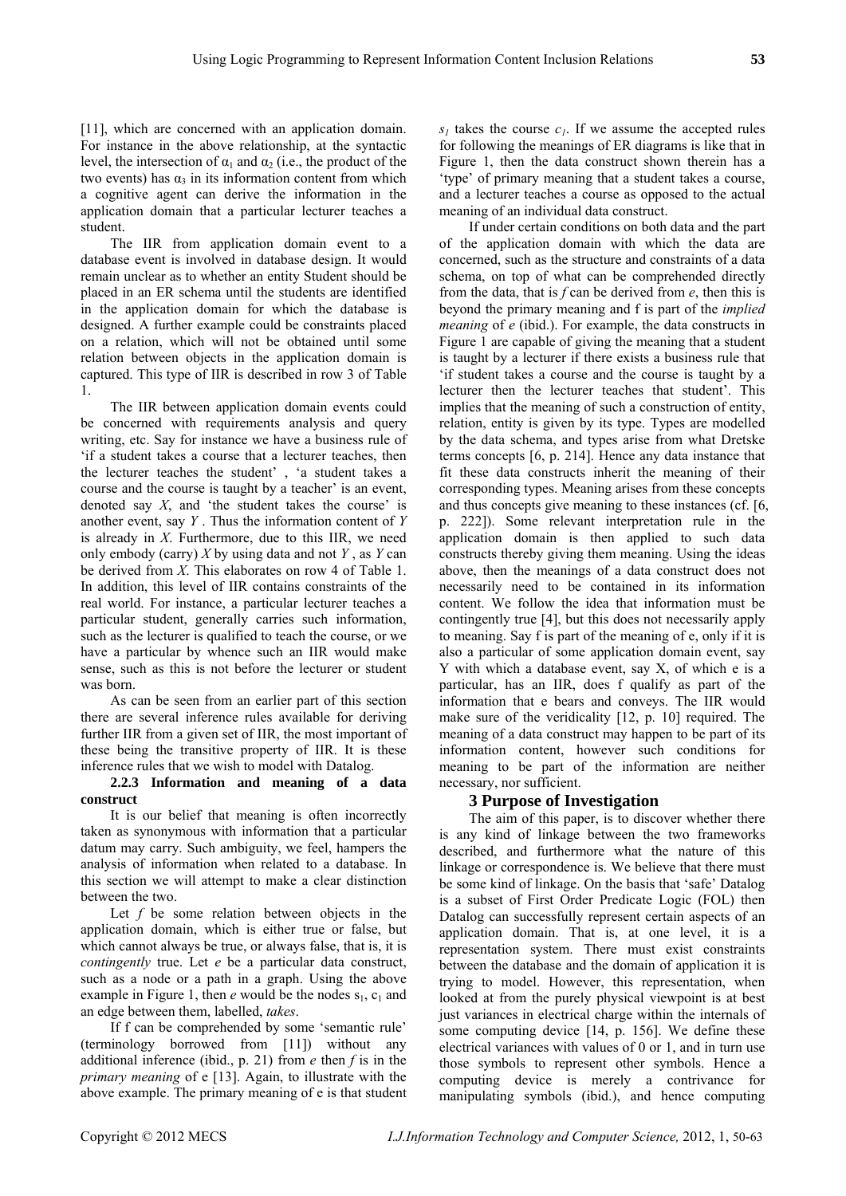[11], which are concerned with an application domain. For instance in the above relationship, at the syntactic level, the intersection of $\alpha_1$ and $\alpha_2$ (i.e., the product of the two events) has $\alpha_3$ in its information content from which a cognitive agent can derive the information in the application domain that a particular lecturer teaches a student.

The IIR from application domain event to a database event is involved in database design. It would remain unclear as to whether an entity Student should be placed in an ER schema until the students are identified in the application domain for which the database is designed. A further example could be constraints placed on a relation, which will not be obtained until some relation between objects in the application domain is captured. This type of IIR is described in row 3 of Table 1.

The IIR between application domain events could be concerned with requirements analysis and query writing, etc. Say for instance we have a business rule of 'if a student takes a course that a lecturer teaches, then the lecturer teaches the student' , 'a student takes a course and the course is taught by a teacher' is an event, denoted say *X*, and 'the student takes the course' is another event, say *Y* . Thus the information content of *Y* is already in *X*. Furthermore, due to this IIR, we need only embody (carry) *X* by using data and not *Y* , as *Y* can be derived from *X*. This elaborates on row 4 of Table 1. In addition, this level of IIR contains constraints of the real world. For instance, a particular lecturer teaches a particular student, generally carries such information, such as the lecturer is qualified to teach the course, or we have a particular by whence such an IIR would make sense, such as this is not before the lecturer or student was born.

As can be seen from an earlier part of this section there are several inference rules available for deriving further IIR from a given set of IIR, the most important of these being the transitive property of IIR. It is these inference rules that we wish to model with Datalog.

### 2.2.3 Information and meaning of a data construct

It is our belief that meaning is often incorrectly taken as synonymous with information that a particular datum may carry. Such ambiguity, we feel, hampers the analysis of information when related to a database. In this section we will attempt to make a clear distinction between the two.

Let *f* be some relation between objects in the application domain, which is either true or false, but which cannot always be true, or always false, that is, it is *contingently* true. Let *e* be a particular data construct, such as a node or a path in a graph. Using the above example in Figure 1, then *e* would be the nodes $s_1$, $c_1$ and an edge between them, labelled, *takes*.

If f can be comprehended by some 'semantic rule' (terminology borrowed from [11]) without any additional inference (ibid., p. 21) from *e* then *f* is in the *primary meaning* of e [13]. Again, to illustrate with the above example. The primary meaning of e is that student $s_1$ takes the course $c_1$. If we assume the accepted rules for following the meanings of ER diagrams is like that in Figure 1, then the data construct shown therein has a 'type' of primary meaning that a student takes a course, and a lecturer teaches a course as opposed to the actual meaning of an individual data construct.

If under certain conditions on both data and the part of the application domain with which the data are concerned, such as the structure and constraints of a data schema, on top of what can be comprehended directly from the data, that is *f* can be derived from *e*, then this is beyond the primary meaning and f is part of the *implied meaning* of *e* (ibid.). For example, the data constructs in Figure 1 are capable of giving the meaning that a student is taught by a lecturer if there exists a business rule that 'if student takes a course and the course is taught by a lecturer then the lecturer teaches that student'. This implies that the meaning of such a construction of entity, relation, entity is given by its type. Types are modelled by the data schema, and types arise from what Dretske terms concepts [6, p. 214]. Hence any data instance that fit these data constructs inherit the meaning of their corresponding types. Meaning arises from these concepts and thus concepts give meaning to these instances (cf. [6, p. 222]). Some relevant interpretation rule in the application domain is then applied to such data constructs thereby giving them meaning. Using the ideas above, then the meanings of a data construct does not necessarily need to be contained in its information content. We follow the idea that information must be contingently true [4], but this does not necessarily apply to meaning. Say f is part of the meaning of e, only if it is also a particular of some application domain event, say Y with which a database event, say X, of which e is a particular, has an IIR, does f qualify as part of the information that e bears and conveys. The IIR would make sure of the veridicality [12, p. 10] required. The meaning of a data construct may happen to be part of its information content, however such conditions for meaning to be part of the information are neither necessary, nor sufficient.

## 3 Purpose of Investigation

The aim of this paper, is to discover whether there is any kind of linkage between the two frameworks described, and furthermore what the nature of this linkage or correspondence is. We believe that there must be some kind of linkage. On the basis that 'safe' Datalog is a subset of First Order Predicate Logic (FOL) then Datalog can successfully represent certain aspects of an application domain. That is, at one level, it is a representation system. There must exist constraints between the database and the domain of application it is trying to model. However, this representation, when looked at from the purely physical viewpoint is at best just variances in electrical charge within the internals of some computing device [14, p. 156]. We define these electrical variances with values of 0 or 1, and in turn use those symbols to represent other symbols. Hence a computing device is merely a contrivance for manipulating symbols (ibid.), and hence computing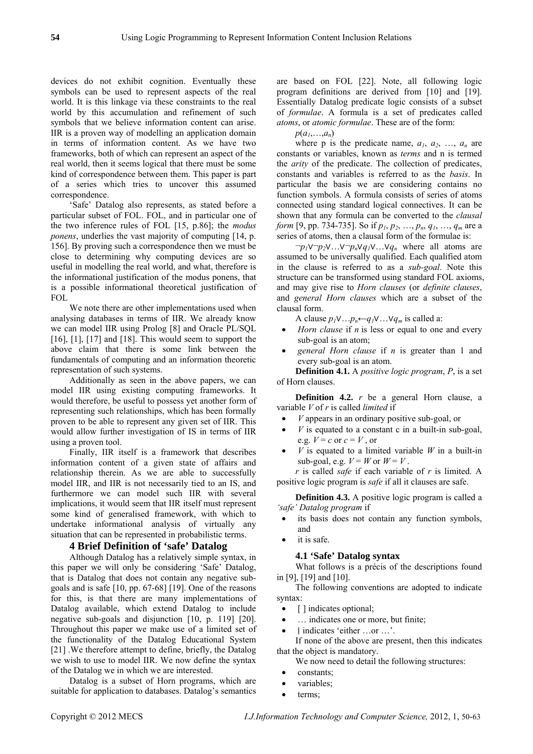devices do not exhibit cognition. Eventually these symbols can be used to represent aspects of the real world. It is this linkage via these constraints to the real world by this accumulation and refinement of such symbols that we believe information content can arise. IIR is a proven way of modelling an application domain in terms of information content. As we have two frameworks, both of which can represent an aspect of the real world, then it seems logical that there must be some kind of correspondence between them. This paper is part of a series which tries to uncover this assumed correspondence.

'Safe' Datalog also represents, as stated before a particular subset of FOL. FOL, and in particular one of the two inference rules of FOL [15, p.86]; the *modus ponens*, underlies the vast majority of computing [14, p. 156]. By proving such a correspondence then we must be close to determining why computing devices are so useful in modelling the real world, and what, therefore is the informational justification of the modus ponens, that is a possible informational theoretical justification of FOL

We note there are other implementations used when analysing databases in terms of IIR. We already know we can model IIR using Prolog [8] and Oracle PL/SQL [16], [1], [17] and [18]. This would seem to support the above claim that there is some link between the fundamentals of computing and an information theoretic representation of such systems.

Additionally as seen in the above papers, we can model IIR using existing computing frameworks. It would therefore, be useful to possess yet another form of representing such relationships, which has been formally proven to be able to represent any given set of IIR. This would allow further investigation of IS in terms of IIR using a proven tool.

Finally, IIR itself is a framework that describes information content of a given state of affairs and relationship therein. As we are able to successfully model IIR, and IIR is not necessarily tied to an IS, and furthermore we can model such IIR with several implications, it would seem that IIR itself must represent some kind of generalised framework, with which to undertake informational analysis of virtually any situation that can be represented in probabilistic terms.

# 4 Brief Definition of 'safe' Datalog

Although Datalog has a relatively simple syntax, in this paper we will only be considering 'Safe' Datalog, that is Datalog that does not contain any negative sub-goals and is safe [10, pp. 67-68] [19]. One of the reasons for this, is that there are many implementations of Datalog available, which extend Datalog to include negative sub-goals and disjunction [10, p. 119] [20]. Throughout this paper we make use of a limited set of the functionality of the Datalog Educational System [21] .We therefore attempt to define, briefly, the Datalog we wish to use to model IIR. We now define the syntax of the Datalog we in which we are interested.

Datalog is a subset of Horn programs, which are suitable for application to databases. Datalog's semantics are based on FOL [22]. Note, all following logic program definitions are derived from [10] and [19]. Essentially Datalog predicate logic consists of a subset of *formulae*. A formula is a set of predicates called *atoms*, or *atomic formulae*. These are of the form:

$p(a_1,\ldots,a_n)$

where p is the predicate name, $a_1$, $a_2$, …, $a_n$ are constants or variables, known as *terms* and n is termed the *arity* of the predicate. The collection of predicates, constants and variables is referred to as the *basis*. In particular the basis we are considering contains no function symbols. A formula consists of series of atoms connected using standard logical connectives. It can be shown that any formula can be converted to the *clausal form* [9, pp. 734-735]. So if $p_1$, $p_2$, …, $p_n$, $q_1$, …, $q_m$ are a series of atoms, then a clausal form of the formulae is:

$\neg p_1 \vee \neg p_2 \vee \ldots \vee \neg p_n \vee q_1 \vee \ldots \vee q_n$ where all atoms are assumed to be universally qualified. Each qualified atom in the clause is referred to as a *sub-goal*. Note this structure can be transformed using standard FOL axioms, and may give rise to *Horn clauses* (or *definite clauses*, and *general Horn clauses* which are a subset of the clausal form.

A clause $p_1 \vee \ldots p_n \leftarrow q_1 \vee \ldots \vee q_m$ is called a:

- *Horn clause* if *n* is less or equal to one and every sub-goal is an atom;
- *general Horn clause* if *n* is greater than 1 and every sub-goal is an atom.

**Definition 4.1.** A *positive logic program*, *P*, is a set of Horn clauses.

**Definition 4.2.** *r* be a general Horn clause, a variable *V* of *r* is called *limited* if

- *V* appears in an ordinary positive sub-goal, or
- *V* is equated to a constant c in a built-in sub-goal, e.g. $V = c$ or $c = V$ , or
- *V* is equated to a limited variable *W* in a built-in sub-goal, e.g. $V = W$ or $W = V$ .

*r* is called *safe* if each variable of *r* is limited. A positive logic program is *safe* if all it clauses are safe.

**Definition 4.3.** A positive logic program is called a *'safe' Datalog program* if

- its basis does not contain any function symbols, and
- it is safe.

## 4.1 'Safe' Datalog syntax

What follows is a précis of the descriptions found in [9], [19] and [10].

The following conventions are adopted to indicate syntax:

- [ ] indicates optional;
- … indicates one or more, but finite;
- | indicates 'either …or …'.

If none of the above are present, then this indicates that the object is mandatory.

We now need to detail the following structures:

- constants;
- variables;
- terms;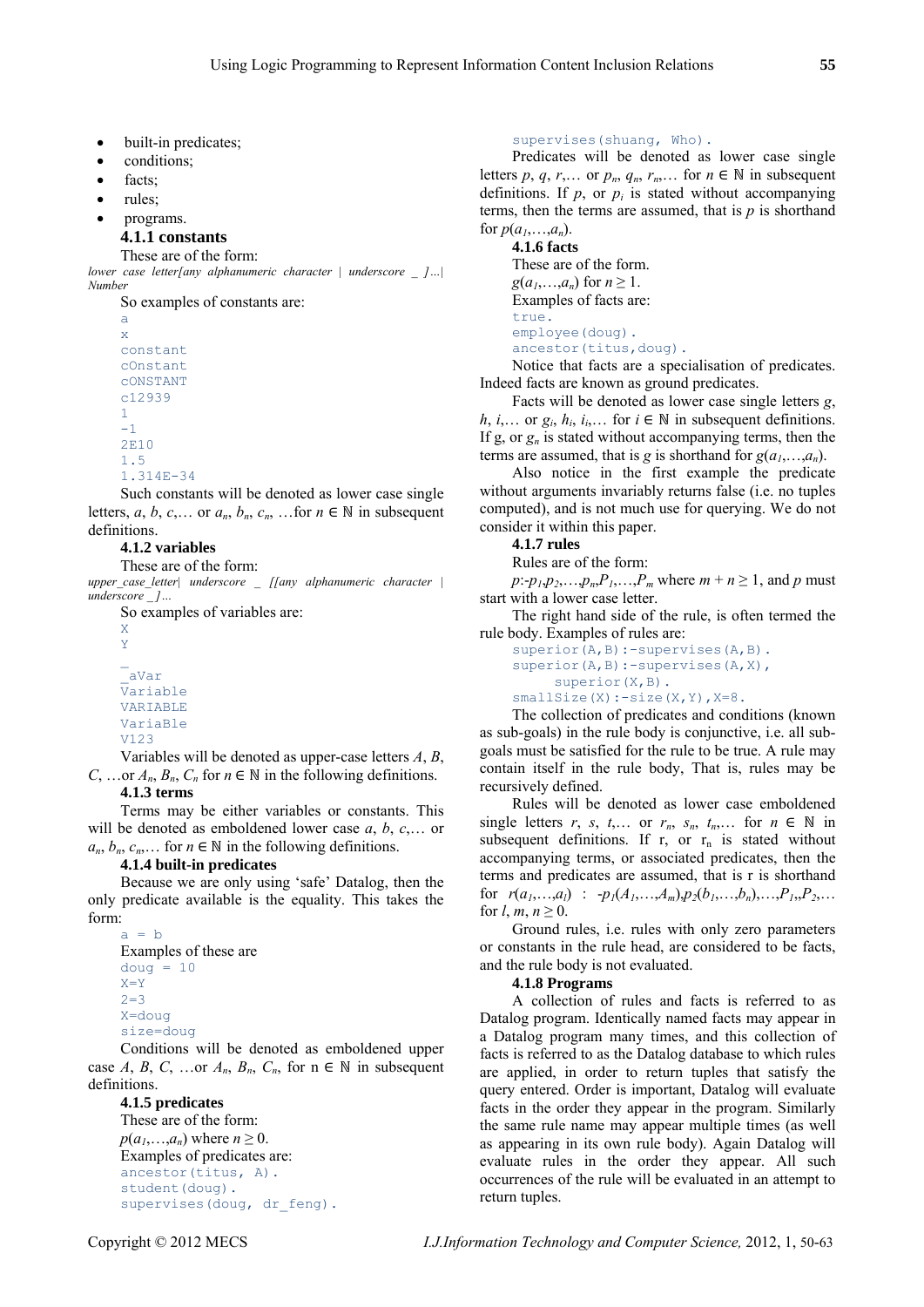- built-in predicates;
- conditions;
- facts;
- rules;
- programs.

#### 4.1.1 constants

These are of the form:

*lower case letter[any alphanumeric character | underscore _ ]...| Number*

So examples of constants are:

```
a
x
constant
cOnstant
cONSTANT
c12939
1
-1
2E10
1.5
1.314E-34
```

Such constants will be denoted as lower case single letters, *a*, *b*, *c*,… or $a_n$, $b_n$, $c_n$, …for $n \in \mathbb{N}$ in subsequent definitions.

#### 4.1.2 variables

These are of the form:

*upper_case_letter| underscore _ [[any alphanumeric character | underscore _ ]...*

So examples of variables are:

```
X
Y
_
_aVar
Variable
VARIABLE
VariaBle
V123
```

Variables will be denoted as upper-case letters *A*, *B*, *C*, …or $A_n$, $B_n$, $C_n$ for $n \in \mathbb{N}$ in the following definitions.

#### 4.1.3 terms

Terms may be either variables or constants. This will be denoted as emboldened lower case ***a***, ***b***, ***c***,… or $\mathbf{a}_n$, $\mathbf{b}_n$, $\mathbf{c}_n$,… for $n \in \mathbb{N}$ in the following definitions.

#### 4.1.4 built-in predicates

Because we are only using 'safe' Datalog, then the only predicate available is the equality. This takes the form:

```
a = b
```

Examples of these are

```
doug = 10
X=Y
2=3
X=doug
size=doug
```

Conditions will be denoted as emboldened upper case ***A***, ***B***, ***C***, …or $\mathbf{A}_n$, $\mathbf{B}_n$, $\mathbf{C}_n$, for n $\in \mathbb{N}$ in subsequent definitions.

#### 4.1.5 predicates

These are of the form:

$p(a_1,…,a_n)$ where $n \geq 0$.

Examples of predicates are:

```
ancestor(titus, A).
student(doug).
supervises(doug, dr_feng).
supervises(shuang, Who).
```

Predicates will be denoted as lower case single letters *p*, *q*, *r*,… or $p_n$, $q_n$, $r_n$,… for $n \in \mathbb{N}$ in subsequent definitions. If *p*, or $p_i$ is stated without accompanying terms, then the terms are assumed, that is *p* is shorthand for $p(a_1,…,a_n)$.

#### 4.1.6 facts

These are of the form.

$g(a_1,…,a_n)$ for $n \geq 1$.

Examples of facts are:

```
true.
employee(doug).
ancestor(titus,doug).
```

Notice that facts are a specialisation of predicates. Indeed facts are known as ground predicates.

Facts will be denoted as lower case single letters *g*, *h*, *i*,… or $g_i$, $h_i$, $i_i$,… for $i \in \mathbb{N}$ in subsequent definitions. If g, or $g_n$ is stated without accompanying terms, then the terms are assumed, that is *g* is shorthand for $g(a_1,…,a_n)$.

Also notice in the first example the predicate without arguments invariably returns false (i.e. no tuples computed), and is not much use for querying. We do not consider it within this paper.

#### 4.1.7 rules

Rules are of the form:

$p$:-$p_1$,$p_2$,…,$p_n$,$\mathbf{P}_1$,…,$\mathbf{P}_m$ where $m + n \geq 1$, and *p* must start with a lower case letter.

The right hand side of the rule, is often termed the rule body. Examples of rules are:

```
superior(A,B):-supervises(A,B).
superior(A,B):-supervises(A,X),
    superior(X,B).
smallSize(X):-size(X,Y),X=8.
```

The collection of predicates and conditions (known as sub-goals) in the rule body is conjunctive, i.e. all sub-goals must be satisfied for the rule to be true. A rule may contain itself in the rule body, That is, rules may be recursively defined.

Rules will be denoted as lower case emboldened single letters ***r***, ***s***, ***t***,… or $\mathbf{r}_n$, $\mathbf{s}_n$, $\mathbf{t}_n$,… for $n \in \mathbb{N}$ in subsequent definitions. If r, or $\mathbf{r}_n$ is stated without accompanying terms, or associated predicates, then the terms and predicates are assumed, that is r is shorthand for $\mathbf{r}(a_1,…,a_l)$ : -$p_1(A_1,…,A_m)$,$p_2(b_1,…,b_n)$,…,$\mathbf{P}_1$,$\mathbf{P}_2$,… for $l$, $m$, $n \geq 0$.

Ground rules, i.e. rules with only zero parameters or constants in the rule head, are considered to be facts, and the rule body is not evaluated.

#### 4.1.8 Programs

A collection of rules and facts is referred to as Datalog program. Identically named facts may appear in a Datalog program many times, and this collection of facts is referred to as the Datalog database to which rules are applied, in order to return tuples that satisfy the query entered. Order is important, Datalog will evaluate facts in the order they appear in the program. Similarly the same rule name may appear multiple times (as well as appearing in its own rule body). Again Datalog will evaluate rules in the order they appear. All such occurrences of the rule will be evaluated in an attempt to return tuples.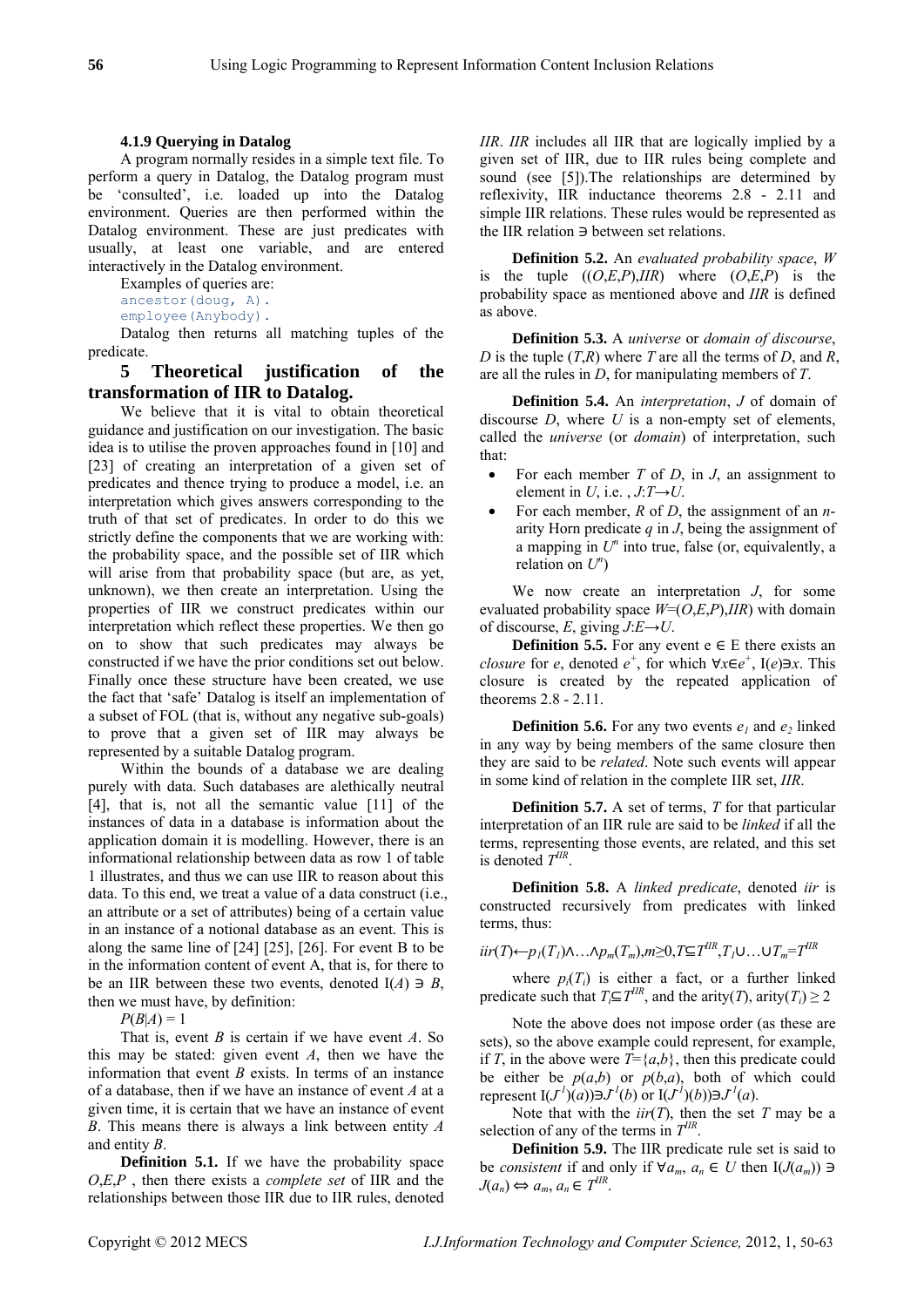#### 4.1.9 Querying in Datalog

A program normally resides in a simple text file. To perform a query in Datalog, the Datalog program must be 'consulted', i.e. loaded up into the Datalog environment. Queries are then performed within the Datalog environment. These are just predicates with usually, at least one variable, and are entered interactively in the Datalog environment.

Examples of queries are:

```
ancestor(doug, A).
employee(Anybody).
```

Datalog then returns all matching tuples of the predicate.

## 5 Theoretical justification of the transformation of IIR to Datalog.

We believe that it is vital to obtain theoretical guidance and justification on our investigation. The basic idea is to utilise the proven approaches found in [10] and [23] of creating an interpretation of a given set of predicates and thence trying to produce a model, i.e. an interpretation which gives answers corresponding to the truth of that set of predicates. In order to do this we strictly define the components that we are working with: the probability space, and the possible set of IIR which will arise from that probability space (but are, as yet, unknown), we then create an interpretation. Using the properties of IIR we construct predicates within our interpretation which reflect these properties. We then go on to show that such predicates may always be constructed if we have the prior conditions set out below. Finally once these structure have been created, we use the fact that 'safe' Datalog is itself an implementation of a subset of FOL (that is, without any negative sub-goals) to prove that a given set of IIR may always be represented by a suitable Datalog program.

Within the bounds of a database we are dealing purely with data. Such databases are alethically neutral [4], that is, not all the semantic value [11] of the instances of data in a database is information about the application domain it is modelling. However, there is an informational relationship between data as row 1 of table 1 illustrates, and thus we can use IIR to reason about this data. To this end, we treat a value of a data construct (i.e., an attribute or a set of attributes) being of a certain value in an instance of a notional database as an event. This is along the same line of [24] [25], [26]. For event B to be in the information content of event A, that is, for there to be an IIR between these two events, denoted $I(A) \ni B$, then we must have, by definition:

$P(B|A) = 1$

That is, event $B$ is certain if we have event $A$. So this may be stated: given event $A$, then we have the information that event $B$ exists. In terms of an instance of a database, then if we have an instance of event $A$ at a given time, it is certain that we have an instance of event $B$. This means there is always a link between entity $A$ and entity $B$.

**Definition 5.1.** If we have the probability space $O,E,P$ , then there exists a *complete set* of IIR and the relationships between those IIR due to IIR rules, denoted *IIR*. *IIR* includes all IIR that are logically implied by a given set of IIR, due to IIR rules being complete and sound (see [5]).The relationships are determined by reflexivity, IIR inductance theorems 2.8 - 2.11 and simple IIR relations. These rules would be represented as the IIR relation $\ni$ between set relations.

**Definition 5.2.** An *evaluated probability space*, $W$ is the tuple $((O,E,P),IIR)$ where $(O,E,P)$ is the probability space as mentioned above and *IIR* is defined as above.

**Definition 5.3.** A *universe* or *domain of discourse*, $D$ is the tuple $(T,R)$ where $T$ are all the terms of $D$, and $R$, are all the rules in $D$, for manipulating members of $T$.

**Definition 5.4.** An *interpretation*, $J$ of domain of discourse $D$, where $U$ is a non-empty set of elements, called the *universe* (or *domain*) of interpretation, such that:

- For each member $T$ of $D$, in $J$, an assignment to element in $U$, i.e. , $J{:}T \rightarrow U$.
- For each member, $R$ of $D$, the assignment of an $n$-arity Horn predicate $q$ in $J$, being the assignment of a mapping in $U^n$ into true, false (or, equivalently, a relation on $U^n$)

We now create an interpretation $J$, for some evaluated probability space $W=(O,E,P),IIR)$ with domain of discourse, $E$, giving $J{:}E \rightarrow U$.

**Definition 5.5.** For any event $e \in E$ there exists an *closure* for $e$, denoted $e^+$, for which $\forall x \in e^+$, $I(e) \ni x$. This closure is created by the repeated application of theorems 2.8 - 2.11.

**Definition 5.6.** For any two events $e_1$ and $e_2$ linked in any way by being members of the same closure then they are said to be *related*. Note such events will appear in some kind of relation in the complete IIR set, *IIR*.

**Definition 5.7.** A set of terms, $T$ for that particular interpretation of an IIR rule are said to be *linked* if all the terms, representing those events, are related, and this set is denoted $T^{IIR}$.

**Definition 5.8.** A *linked predicate*, denoted *iir* is constructed recursively from predicates with linked terms, thus:

$$iir(T) \leftarrow p_1(T_1) \wedge \ldots \wedge p_m(T_m), m \geq 0, T \subseteq T^{IIR}, T_1 \cup \ldots \cup T_m = T^{IIR}$$

where $p_i(T_i)$ is either a fact, or a further linked predicate such that $T_i \subseteq T^{IIR}$, and the arity($T$), arity($T_i$) $\geq 2$

Note the above does not impose order (as these are sets), so the above example could represent, for example, if $T$, in the above were $T=\{a,b\}$, then this predicate could be either be $p(a,b)$ or $p(b,a)$, both of which could represent $I(J^{-1}(a)) \ni J^{-1}(b)$ or $I(J^{-1}(b)) \ni J^{-1}(a)$.

Note that with the $iir(T)$, then the set $T$ may be a selection of any of the terms in $T^{IIR}$.

**Definition 5.9.** The IIR predicate rule set is said to be *consistent* if and only if $\forall a_m, a_n \in U$ then $I(J(a_m)) \ni J(a_n) \Leftrightarrow a_m, a_n \in T^{IIR}$.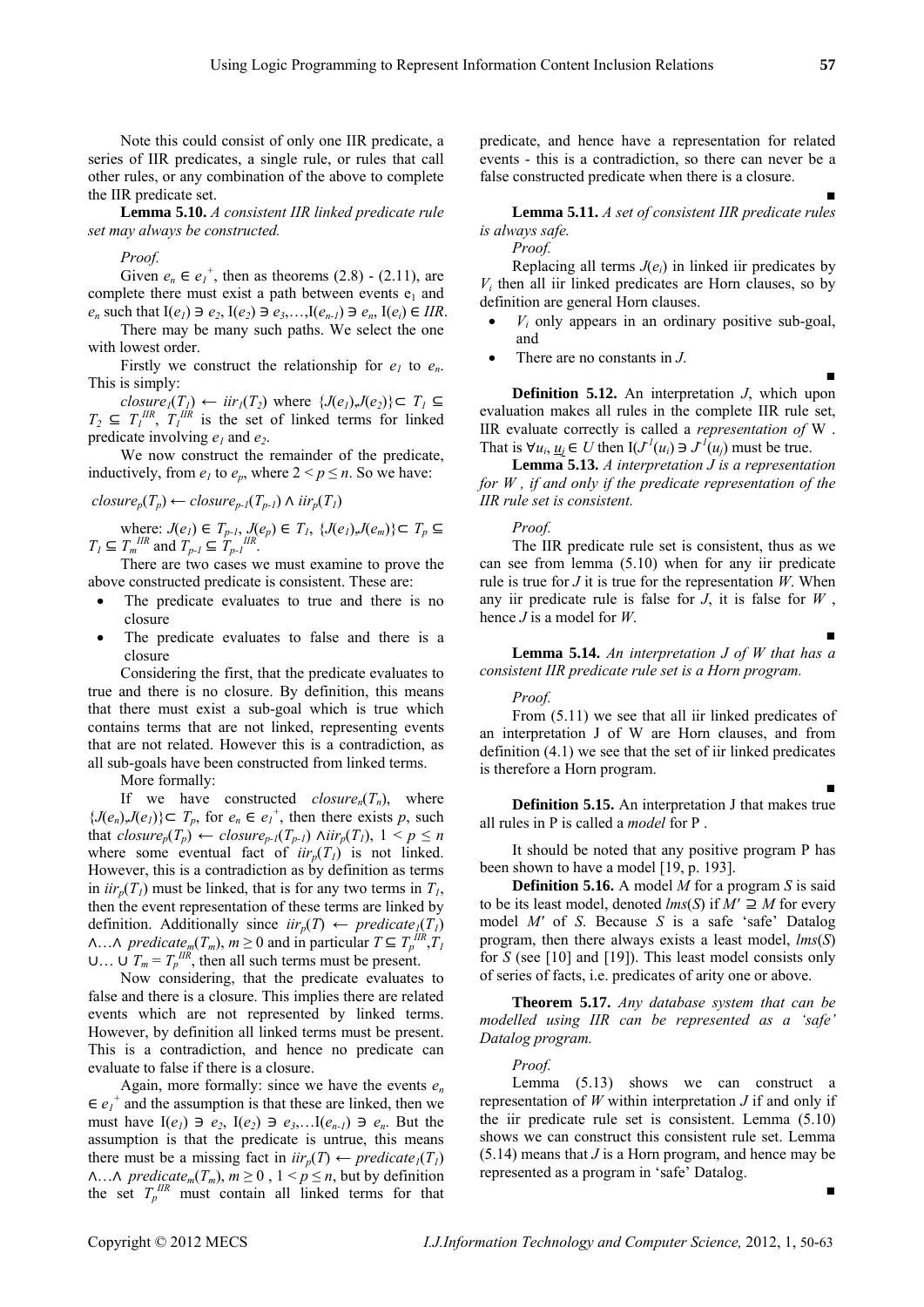Note this could consist of only one IIR predicate, a series of IIR predicates, a single rule, or rules that call other rules, or any combination of the above to complete the IIR predicate set.

**Lemma 5.10.** *A consistent IIR linked predicate rule set may always be constructed.*

*Proof.*

Given $e_n \in e_1^+$, then as theorems (2.8) - (2.11), are complete there must exist a path between events $e_1$ and $e_n$ such that $I(e_1) \ni e_2$, $I(e_2) \ni e_3,\ldots,I(e_{n-1}) \ni e_n$, $I(e_i) \in IIR$.

There may be many such paths. We select the one with lowest order.

Firstly we construct the relationship for $e_1$ to $e_n$. This is simply:

$closure_1(T_1) \leftarrow iir_1(T_2)$ where $\{J(e_1),J(e_2)\} \subset T_1 \subseteq T_2 \subseteq T_1^{IIR}$, $T_1^{IIR}$ is the set of linked terms for linked predicate involving $e_1$ and $e_2$.

We now construct the remainder of the predicate, inductively, from $e_1$ to $e_p$, where $2 < p \leq n$. So we have:

$$closure_p(T_p) \leftarrow closure_{p-1}(T_{p-1}) \wedge iir_p(T_1)$$

where: $J(e_1) \in T_{p-1}$, $J(e_p) \in T_1$, $\{J(e_1),J(e_m)\} \subset T_p \subseteq T_1 \subseteq T_m^{IIR}$ and $T_{p-1} \subseteq T_{p-1}^{IIR}$.

There are two cases we must examine to prove the above constructed predicate is consistent. These are:

- The predicate evaluates to true and there is no closure
- The predicate evaluates to false and there is a closure

Considering the first, that the predicate evaluates to true and there is no closure. By definition, this means that there must exist a sub-goal which is true which contains terms that are not linked, representing events that are not related. However this is a contradiction, as all sub-goals have been constructed from linked terms.

More formally:

If we have constructed $closure_n(T_n)$, where $\{J(e_n),J(e_1)\} \subset T_p$, for $e_n \in e_1^+$, then there exists $p$, such that $closure_p(T_p) \leftarrow closure_{p-1}(T_{p-1}) \wedge iir_p(T_1)$, $1 < p \leq n$ where some eventual fact of $iir_p(T_1)$ is not linked. However, this is a contradiction as by definition as terms in $iir_p(T_1)$ must be linked, that is for any two terms in $T_1$, then the event representation of these terms are linked by definition. Additionally since $iir_p(T) \leftarrow predicate_1(T_1) \wedge\ldots\wedge predicate_m(T_m)$, $m \geq 0$ and in particular $T \subseteq T_p^{IIR}, T_1 \cup\ldots\cup T_m = T_p^{IIR}$, then all such terms must be present.

Now considering, that the predicate evaluates to false and there is a closure. This implies there are related events which are not represented by linked terms. However, by definition all linked terms must be present. This is a contradiction, and hence no predicate can evaluate to false if there is a closure.

Again, more formally: since we have the events $e_n \in e_1^+$ and the assumption is that these are linked, then we must have $I(e_1) \ni e_2$, $I(e_2) \ni e_3,\ldots I(e_{n-1}) \ni e_n$. But the assumption is that the predicate is untrue, this means there must be a missing fact in $iir_p(T) \leftarrow predicate_1(T_1) \wedge\ldots\wedge predicate_m(T_m)$, $m \geq 0$ , $1 < p \leq n$, but by definition the set $T_p^{IIR}$ must contain all linked terms for that predicate, and hence have a representation for related events - this is a contradiction, so there can never be a false constructed predicate when there is a closure.

■

**Lemma 5.11.** *A set of consistent IIR predicate rules is always safe.*

*Proof.*

Replacing all terms $J(e_i)$ in linked iir predicates by $V_i$ then all iir linked predicates are Horn clauses, so by definition are general Horn clauses.

- $V_i$ only appears in an ordinary positive sub-goal, and
- There are no constants in $J$.

■

**Definition 5.12.** An interpretation $J$, which upon evaluation makes all rules in the complete IIR rule set, IIR evaluate correctly is called a *representation of* W . That is $\forall u_i$, $\underline{u_j} \in U$ then $I(J^{-1}(u_i) \ni J^{-1}(u_j)$ must be true.

**Lemma 5.13.** *A interpretation J is a representation for W , if and only if the predicate representation of the IIR rule set is consistent.*

*Proof.*

The IIR predicate rule set is consistent, thus as we can see from lemma (5.10) when for any iir predicate rule is true for $J$ it is true for the representation $W$. When any iir predicate rule is false for $J$, it is false for $W$ , hence $J$ is a model for $W$.

■

**Lemma 5.14.** *An interpretation J of W that has a consistent IIR predicate rule set is a Horn program.*

*Proof.*

From (5.11) we see that all iir linked predicates of an interpretation J of W are Horn clauses, and from definition (4.1) we see that the set of iir linked predicates is therefore a Horn program.

■

**Definition 5.15.** An interpretation J that makes true all rules in P is called a *model* for P .

It should be noted that any positive program P has been shown to have a model [19, p. 193].

**Definition 5.16.** A model $M$ for a program $S$ is said to be its least model, denoted $lms(S)$ if $M' \supseteq M$ for every model $M'$ of $S$. Because $S$ is a safe 'safe' Datalog program, then there always exists a least model, $lms(S)$ for $S$ (see [10] and [19]). This least model consists only of series of facts, i.e. predicates of arity one or above.

**Theorem 5.17.** *Any database system that can be modelled using IIR can be represented as a 'safe' Datalog program.*

*Proof.*

Lemma (5.13) shows we can construct a representation of $W$ within interpretation $J$ if and only if the iir predicate rule set is consistent. Lemma (5.10) shows we can construct this consistent rule set. Lemma (5.14) means that $J$ is a Horn program, and hence may be represented as a program in 'safe' Datalog.

■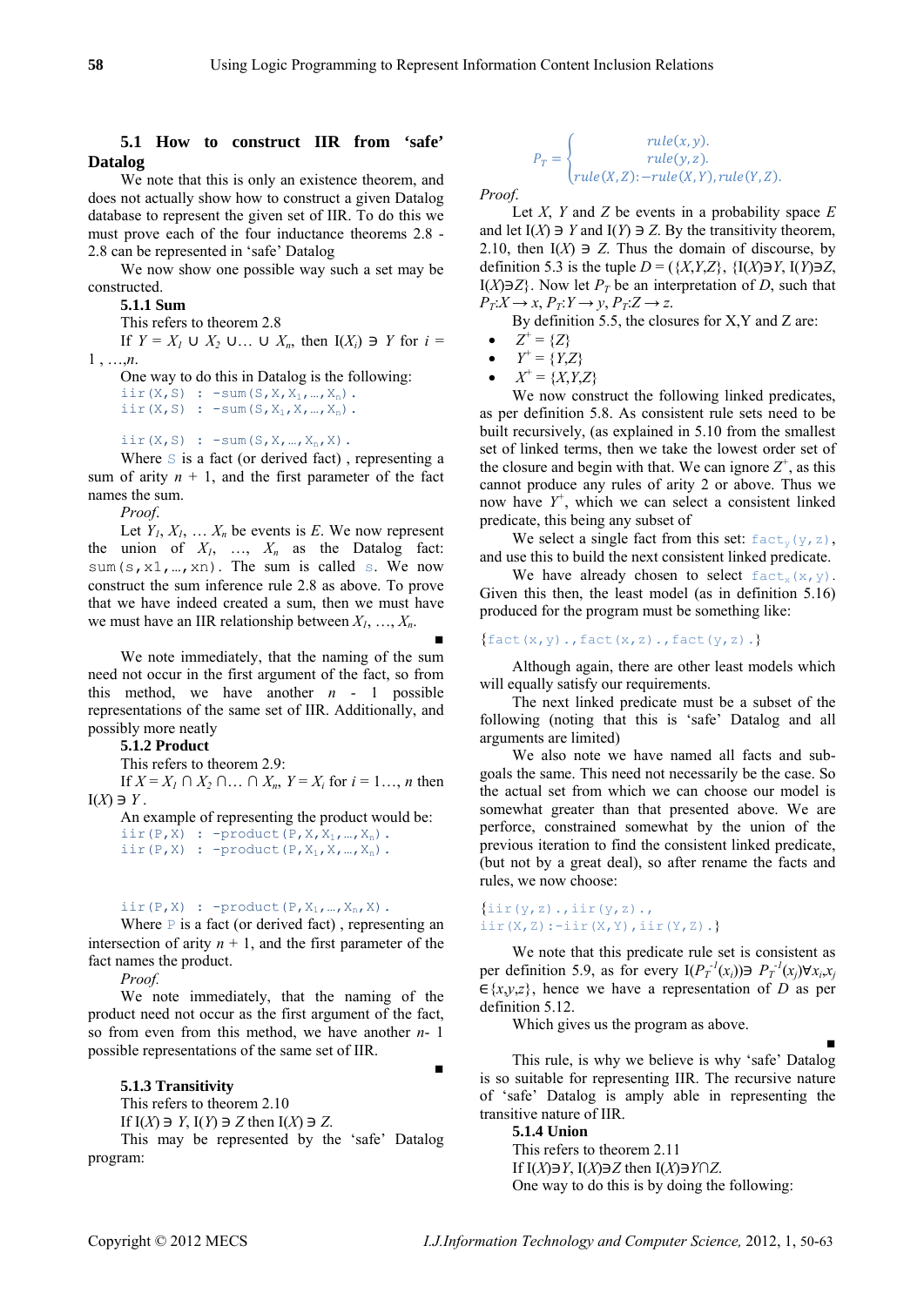### 5.1 How to construct IIR from 'safe' Datalog

We note that this is only an existence theorem, and does not actually show how to construct a given Datalog database to represent the given set of IIR. To do this we must prove each of the four inductance theorems 2.8 - 2.8 can be represented in 'safe' Datalog

We now show one possible way such a set may be constructed.

#### 5.1.1 Sum

This refers to theorem 2.8

If $Y = X_1 \cup X_2 \cup \ldots \cup X_n$, then $I(X_i) \ni Y$ for $i = 1, \ldots, n$.

One way to do this in Datalog is the following:

```
iir(X,S) : -sum(S,X,X1,…,Xn).
iir(X,S) : -sum(S,X1,X,…,Xn).

iir(X,S) : -sum(S,X,…,Xn,X).
```

Where S is a fact (or derived fact) , representing a sum of arity $n + 1$, and the first parameter of the fact names the sum.

*Proof.*

Let $Y_1, X_1, \ldots X_n$ be events is $E$. We now represent the union of $X_1, \ldots, X_n$ as the Datalog fact: `sum(s,x1,…,xn)`. The sum is called s. We now construct the sum inference rule 2.8 as above. To prove that we have indeed created a sum, then we must have we must have an IIR relationship between $X_1, \ldots, X_n$.

■

We note immediately, that the naming of the sum need not occur in the first argument of the fact, so from this method, we have another $n - 1$ possible representations of the same set of IIR. Additionally, and possibly more neatly

#### 5.1.2 Product

This refers to theorem 2.9:

If $X = X_1 \cap X_2 \cap \ldots \cap X_n$, $Y = X_i$ for $i = 1\ldots, n$ then $I(X) \ni Y$.

An example of representing the product would be:

```
iir(P,X) : -product(P,X,X1,…,Xn).
iir(P,X) : -product(P,X1,X,…,Xn).


iir(P,X) : -product(P,X1,…,Xn,X).
```

Where P is a fact (or derived fact) , representing an intersection of arity $n + 1$, and the first parameter of the fact names the product.

*Proof.*

We note immediately, that the naming of the product need not occur as the first argument of the fact, so from even from this method, we have another $n$- 1 possible representations of the same set of IIR.

■

#### 5.1.3 Transitivity

This refers to theorem 2.10

If $I(X) \ni Y$, $I(Y) \ni Z$ then $I(X) \ni Z$.

This may be represented by the 'safe' Datalog program:

$$P_T = \begin{cases} rule(x,y). \\ rule(y,z). \\ rule(X,Z){:}-rule(X,Y), rule(Y,Z). \end{cases}$$

*Proof.*

Let $X$, $Y$ and $Z$ be events in a probability space $E$ and let $I(X) \ni Y$ and $I(Y) \ni Z$. By the transitivity theorem, 2.10, then $I(X) \ni Z$. Thus the domain of discourse, by definition 5.3 is the tuple $D = (\{X,Y,Z\}, \{I(X) \ni Y, I(Y) \ni Z, I(X) \ni Z\}$. Now let $P_T$ be an interpretation of $D$, such that $P_T{:}X \rightarrow x$, $P_T{:}Y \rightarrow y$, $P_T{:}Z \rightarrow z$.

By definition 5.5, the closures for X,Y and Z are:

- $Z^+ = \{Z\}$
- $Y^+ = \{Y,Z\}$
- $X^+ = \{X,Y,Z\}$

We now construct the following linked predicates, as per definition 5.8. As consistent rule sets need to be built recursively, (as explained in 5.10 from the smallest set of linked terms, then we take the lowest order set of the closure and begin with that. We can ignore $Z^+$, as this cannot produce any rules of arity 2 or above. Thus we now have $Y^+$, which we can select a consistent linked predicate, this being any subset of

We select a single fact from this set: $fact_y(y,z)$, and use this to build the next consistent linked predicate.

We have already chosen to select $fact_x(x,y)$. Given this then, the least model (as in definition 5.16) produced for the program must be something like:

```
{fact(x,y).,fact(x,z).,fact(y,z).}
```

Although again, there are other least models which will equally satisfy our requirements.

The next linked predicate must be a subset of the following (noting that this is 'safe' Datalog and all arguments are limited)

We also note we have named all facts and sub-goals the same. This need not necessarily be the case. So the actual set from which we can choose our model is somewhat greater than that presented above. We are perforce, constrained somewhat by the union of the previous iteration to find the consistent linked predicate, (but not by a great deal), so after rename the facts and rules, we now choose:

```
{iir(y,z).,iir(y,z).,
iir(X,Z):-iir(X,Y),iir(Y,Z).}
```

We note that this predicate rule set is consistent as per definition 5.9, as for every $I(P_T^{-1}(x_i)) \ni P_T^{-1}(x_j) \forall x_i, x_j \in \{x,y,z\}$, hence we have a representation of $D$ as per definition 5.12.

Which gives us the program as above.

■

This rule, is why we believe is why 'safe' Datalog is so suitable for representing IIR. The recursive nature of 'safe' Datalog is amply able in representing the transitive nature of IIR.

#### 5.1.4 Union

This refers to theorem 2.11

If $I(X) \ni Y$, $I(X) \ni Z$ then $I(X) \ni Y \cap Z$.

One way to do this is by doing the following: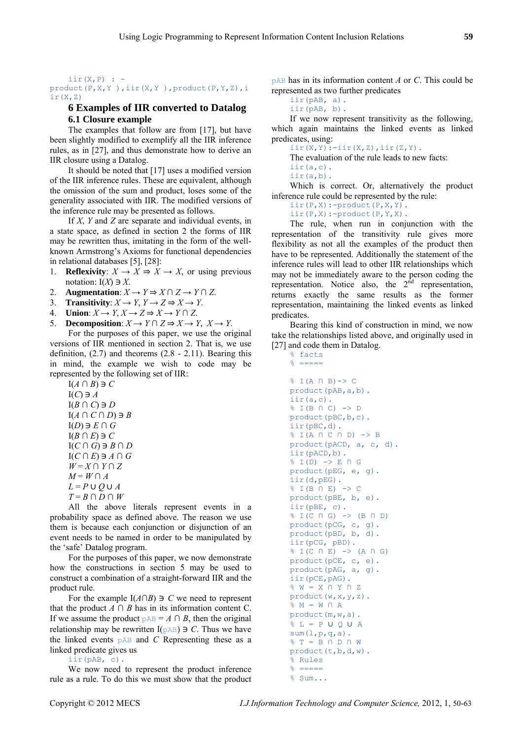```
iir(X,P) :-
product(P,X,Y ),iir(X,Y ),product(P,Y,Z),i
ir(X,Z)
```

## 6 Examples of IIR converted to Datalog

### 6.1 Closure example

The examples that follow are from [17], but have been slightly modified to exemplify all the IIR inference rules, as in [27], and thus demonstrate how to derive an IIR closure using a Datalog.

It should be noted that [17] uses a modified version of the IIR inference rules. These are equivalent, although the omission of the sum and product, loses some of the generality associated with IIR. The modified versions of the inference rule may be presented as follows.

If $X$, $Y$ and $Z$ are separate and individual events, in a state space, as defined in section 2 the forms of IIR may be rewritten thus, imitating in the form of the well-known Armstrong's Axioms for functional dependencies in relational databases [5], [28]:

1. **Reflexivity**: $X \rightarrow X \ni X \rightarrow X$, or using previous notation: $I(X) \ni X$.
2. **Augmentation**: $X \rightarrow Y \Rightarrow X \cap Z \rightarrow Y \cap Z$.
3. **Transitivity**: $X \rightarrow Y$, $Y \rightarrow Z \Rightarrow X \rightarrow Y$.
4. **Union**: $X \rightarrow Y$, $X \rightarrow Z \Rightarrow X \rightarrow Y \cap Z$.
5. **Decomposition**: $X \rightarrow Y \cap Z \Rightarrow X \rightarrow Y$, $X \rightarrow Y$.

For the purposes of this paper, we use the original versions of IIR mentioned in section 2. That is, we use definition, (2.7) and theorems (2.8 - 2.11). Bearing this in mind, the example we wish to code may be represented by the following set of IIR:

$I(A \cap B) \ni C$
$I(C) \ni A$
$I(B \cap C) \ni D$
$I(A \cap C \cap D) \ni B$
$I(D) \ni E \cap G$
$I(B \cap E) \ni C$
$I(C \cap G) \ni B \cap D$
$I(C \cap E) \ni A \cap G$
$W = X \cap Y \cap Z$
$M = W \cap A$
$L = P \cup Q \cup A$
$T = B \cap D \cap W$

All the above literals represent events in a probability space as defined above. The reason we use them is because each conjunction or disjunction of an event needs to be named in order to be manipulated by the 'safe' Datalog program.

For the purposes of this paper, we now demonstrate how the constructions in section 5 may be used to construct a combination of a straight-forward IIR and the product rule.

For the example $I(A \cap B) \ni C$ we need to represent that the product $A \cap B$ has in its information content C. If we assume the product pAB $= A \cap B$, then the original relationship may be rewritten I(pAB) $\ni C$. Thus we have the linked events pAB and $C$ Representing these as a linked predicate gives us

```
iir(pAB, c).
```

We now need to represent the product inference rule as a rule. To do this we must show that the product pAB has in its information content $A$ or $C$. This could be represented as two further predicates

```
iir(pAB, a).
iir(pAB, b).
```

If we now represent transitivity as the following, which again maintains the linked events as linked predicates, using:

```
iir(X,Y):-iir(X,Z),iir(Z,Y).
```

The evaluation of the rule leads to new facts:

```
iir(a,c).
iir(a,b).
```

Which is correct. Or, alternatively the product inference rule could be represented by the rule:

```
iir(P,X):-product(P,X,Y).
iir(P,X):-product(P,Y,X).
```

The rule, when run in conjunction with the representation of the transitivity rule gives more flexibility as not all the examples of the product then have to be represented. Additionally the statement of the inference rules will lead to other IIR relationships which may not be immediately aware to the person coding the representation. Notice also, the 2nd representation, returns exactly the same results as the former representation, maintaining the linked events as linked predicates.

Bearing this kind of construction in mind, we now take the relationships listed above, and originally used in [27] and code them in Datalog.

```
% facts
% =====

% I(A ∩ B)-> C
product(pAB,a,b).
iir(a,c).
% I(B ∩ C) -> D
product(pBC,b,c).
iir(pBC,d).
% I(A ∩ C ∩ D) -> B
product(pACD, a, c, d).
iir(pACD,b).
% I(D) -> E ∩ G
product(pEG, e, g).
iir(d,pEG).
% I(B ∩ E) -> C
product(pBE, b, e).
iir(pBE, c).
% I(C ∩ G) -> (B ∩ D)
product(pCG, c, g).
product(pBD, b, d).
iir(pCG, pBD).
% I(C ∩ E) -> (A ∩ G)
product(pCE, c, e).
product(pAG, a, g).
iir(pCE,pAG).
% W = X ∩ Y ∩ Z
product(w,x,y,z).
% M = W ∩ A
product(m,w,a).
% L = P ∪ Q ∪ A
sum(l,p,q,a).
% T = B ∩ D ∩ W
product(t,b,d,w).
% Rules
% =====
% Sum...
```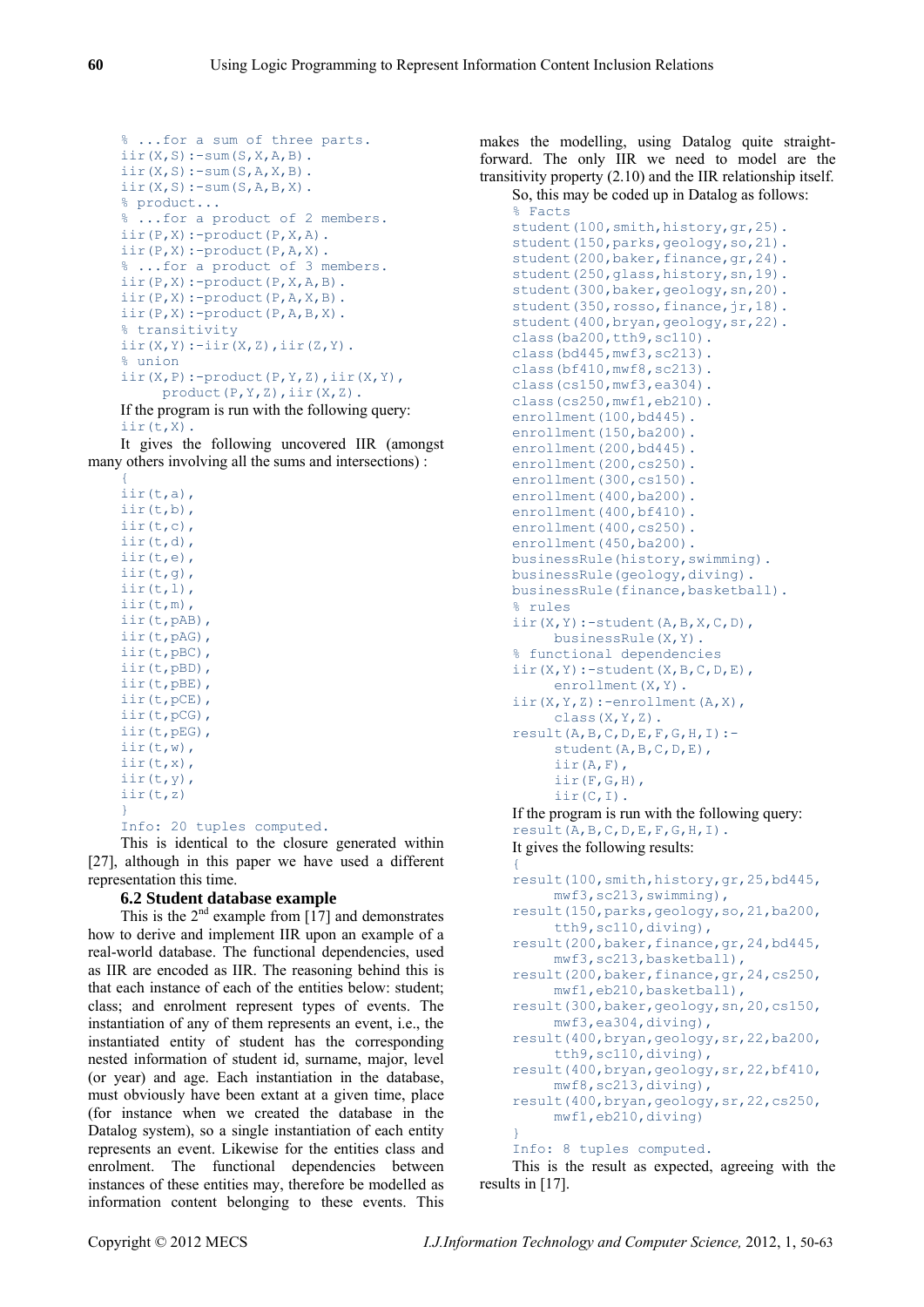```
% ...for a sum of three parts.
iir(X,S):-sum(S,X,A,B).
iir(X,S):-sum(S,A,X,B).
iir(X,S):-sum(S,A,B,X).
% product...
% ...for a product of 2 members.
iir(P,X):-product(P,X,A).
iir(P,X):-product(P,A,X).
% ...for a product of 3 members.
iir(P,X):-product(P,X,A,B).
iir(P,X):-product(P,A,X,B).
iir(P,X):-product(P,A,B,X).
% transitivity
iir(X,Y):-iir(X,Z),iir(Z,Y).
% union
iir(X,P):-product(P,Y,Z),iir(X,Y),
    product(P,Y,Z),iir(X,Z).
```

If the program is run with the following query:

```
iir(t,X).
```

It gives the following uncovered IIR (amongst many others involving all the sums and intersections) :

```
{
iir(t,a),
iir(t,b),
iir(t,c),
iir(t,d),
iir(t,e),
iir(t,g),
iir(t,l),
iir(t,m),
iir(t,pAB),
iir(t,pAG),
iir(t,pBC),
iir(t,pBD),
iir(t,pBE),
iir(t,pCE),
iir(t,pCG),
iir(t,pEG),
iir(t,w),
iir(t,x),
iir(t,y),
iir(t,z)
}
Info: 20 tuples computed.
```

This is identical to the closure generated within [27], although in this paper we have used a different representation this time.

### 6.2 Student database example

This is the 2nd example from [17] and demonstrates how to derive and implement IIR upon an example of a real-world database. The functional dependencies, used as IIR are encoded as IIR. The reasoning behind this is that each instance of each of the entities below: student; class; and enrolment represent types of events. The instantiation of any of them represents an event, i.e., the instantiated entity of student has the corresponding nested information of student id, surname, major, level (or year) and age. Each instantiation in the database, must obviously have been extant at a given time, place (for instance when we created the database in the Datalog system), so a single instantiation of each entity represents an event. Likewise for the entities class and enrolment. The functional dependencies between instances of these entities may, therefore be modelled as information content belonging to these events. This makes the modelling, using Datalog quite straightforward. The only IIR we need to model are the transitivity property (2.10) and the IIR relationship itself.

So, this may be coded up in Datalog as follows:

```
% Facts
student(100,smith,history,gr,25).
student(150,parks,geology,so,21).
student(200,baker,finance,gr,24).
student(250,glass,history,sn,19).
student(300,baker,geology,sn,20).
student(350,rosso,finance,jr,18).
student(400,bryan,geology,sr,22).
class(ba200,tth9,sc110).
class(bd445,mwf3,sc213).
class(bf410,mwf8,sc213).
class(cs150,mwf3,ea304).
class(cs250,mwf1,eb210).
enrollment(100,bd445).
enrollment(150,ba200).
enrollment(200,bd445).
enrollment(200,cs250).
enrollment(300,cs150).
enrollment(400,ba200).
enrollment(400,bf410).
enrollment(400,cs250).
enrollment(450,ba200).
businessRule(history,swimming).
businessRule(geology,diving).
businessRule(finance,basketball).
% rules
iir(X,Y):-student(A,B,X,C,D),
    businessRule(X,Y).
% functional dependencies
iir(X,Y):-student(X,B,C,D,E),
    enrollment(X,Y).
iir(X,Y,Z):-enrollment(A,X),
    class(X,Y,Z).
result(A,B,C,D,E,F,G,H,I):-
    student(A,B,C,D,E),
    iir(A,F),
    iir(F,G,H),
    iir(C,I).
```

If the program is run with the following query:

```
result(A,B,C,D,E,F,G,H,I).
```

It gives the following results:

```
{
result(100,smith,history,gr,25,bd445,
    mwf3,sc213,swimming),
result(150,parks,geology,so,21,ba200,
    tth9,sc110,diving),
result(200,baker,finance,gr,24,bd445,
    mwf3,sc213,basketball),
result(200,baker,finance,gr,24,cs250,
    mwf1,eb210,basketball),
result(300,baker,geology,sn,20,cs150,
    mwf3,ea304,diving),
result(400,bryan,geology,sr,22,ba200,
    tth9,sc110,diving),
result(400,bryan,geology,sr,22,bf410,
    mwf8,sc213,diving),
result(400,bryan,geology,sr,22,cs250,
    mwf1,eb210,diving)
}
Info: 8 tuples computed.
```

This is the result as expected, agreeing with the results in [17].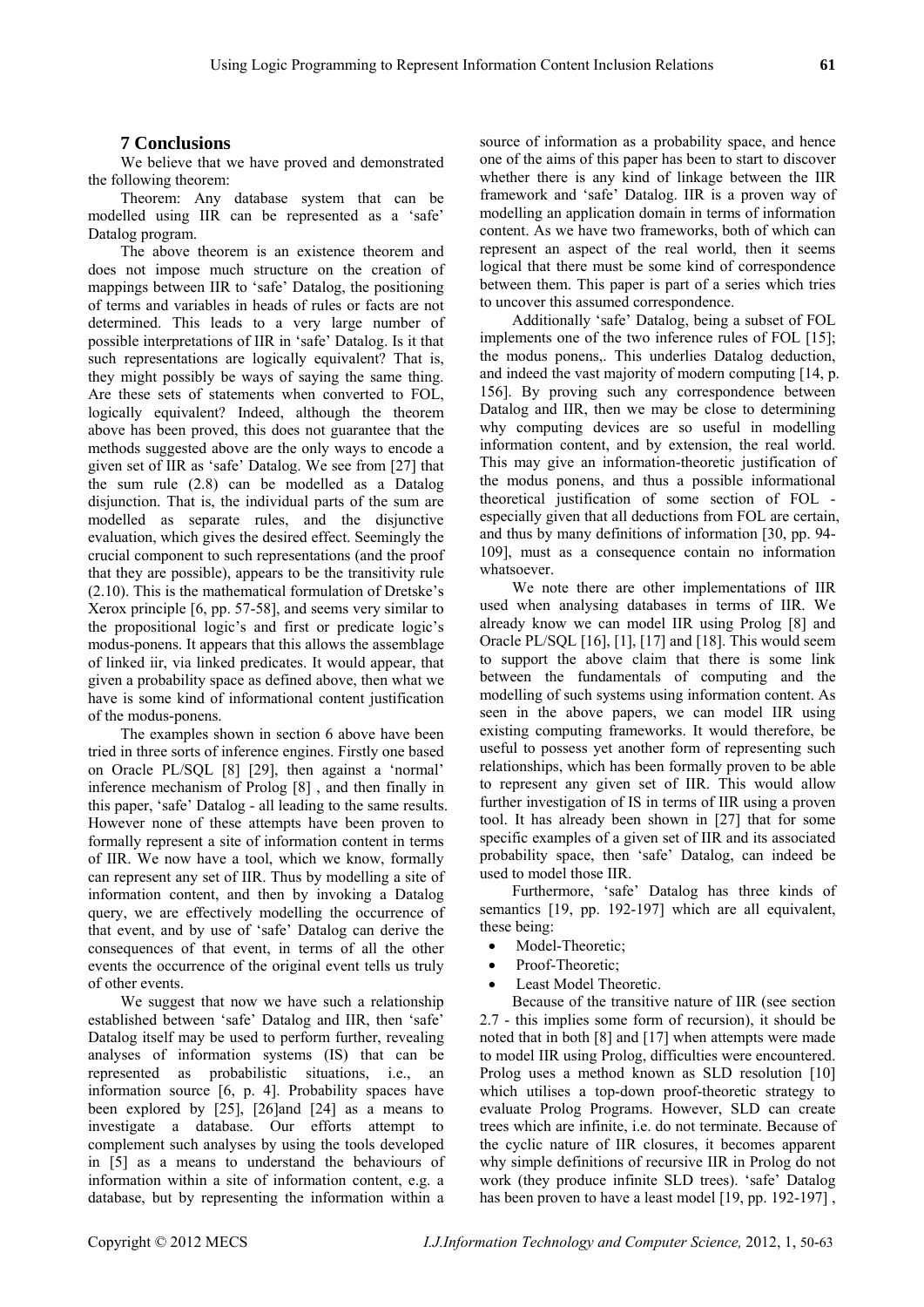## 7 Conclusions

We believe that we have proved and demonstrated the following theorem:

Theorem: Any database system that can be modelled using IIR can be represented as a 'safe' Datalog program.

The above theorem is an existence theorem and does not impose much structure on the creation of mappings between IIR to 'safe' Datalog, the positioning of terms and variables in heads of rules or facts are not determined. This leads to a very large number of possible interpretations of IIR in 'safe' Datalog. Is it that such representations are logically equivalent? That is, they might possibly be ways of saying the same thing. Are these sets of statements when converted to FOL, logically equivalent? Indeed, although the theorem above has been proved, this does not guarantee that the methods suggested above are the only ways to encode a given set of IIR as 'safe' Datalog. We see from [27] that the sum rule (2.8) can be modelled as a Datalog disjunction. That is, the individual parts of the sum are modelled as separate rules, and the disjunctive evaluation, which gives the desired effect. Seemingly the crucial component to such representations (and the proof that they are possible), appears to be the transitivity rule (2.10). This is the mathematical formulation of Dretske's Xerox principle [6, pp. 57-58], and seems very similar to the propositional logic's and first or predicate logic's modus-ponens. It appears that this allows the assemblage of linked iir, via linked predicates. It would appear, that given a probability space as defined above, then what we have is some kind of informational content justification of the modus-ponens.

The examples shown in section 6 above have been tried in three sorts of inference engines. Firstly one based on Oracle PL/SQL [8] [29], then against a 'normal' inference mechanism of Prolog [8] , and then finally in this paper, 'safe' Datalog - all leading to the same results. However none of these attempts have been proven to formally represent a site of information content in terms of IIR. We now have a tool, which we know, formally can represent any set of IIR. Thus by modelling a site of information content, and then by invoking a Datalog query, we are effectively modelling the occurrence of that event, and by use of 'safe' Datalog can derive the consequences of that event, in terms of all the other events the occurrence of the original event tells us truly of other events.

We suggest that now we have such a relationship established between 'safe' Datalog and IIR, then 'safe' Datalog itself may be used to perform further, revealing analyses of information systems (IS) that can be represented as probabilistic situations, i.e., an information source [6, p. 4]. Probability spaces have been explored by [25], [26]and [24] as a means to investigate a database. Our efforts attempt to complement such analyses by using the tools developed in [5] as a means to understand the behaviours of information within a site of information content, e.g. a database, but by representing the information within a source of information as a probability space, and hence one of the aims of this paper has been to start to discover whether there is any kind of linkage between the IIR framework and 'safe' Datalog. IIR is a proven way of modelling an application domain in terms of information content. As we have two frameworks, both of which can represent an aspect of the real world, then it seems logical that there must be some kind of correspondence between them. This paper is part of a series which tries to uncover this assumed correspondence.

Additionally 'safe' Datalog, being a subset of FOL implements one of the two inference rules of FOL [15]; the modus ponens,. This underlies Datalog deduction, and indeed the vast majority of modern computing [14, p. 156]. By proving such any correspondence between Datalog and IIR, then we may be close to determining why computing devices are so useful in modelling information content, and by extension, the real world. This may give an information-theoretic justification of the modus ponens, and thus a possible informational theoretical justification of some section of FOL - especially given that all deductions from FOL are certain, and thus by many definitions of information [30, pp. 94-109], must as a consequence contain no information whatsoever.

We note there are other implementations of IIR used when analysing databases in terms of IIR. We already know we can model IIR using Prolog [8] and Oracle PL/SQL [16], [1], [17] and [18]. This would seem to support the above claim that there is some link between the fundamentals of computing and the modelling of such systems using information content. As seen in the above papers, we can model IIR using existing computing frameworks. It would therefore, be useful to possess yet another form of representing such relationships, which has been formally proven to be able to represent any given set of IIR. This would allow further investigation of IS in terms of IIR using a proven tool. It has already been shown in [27] that for some specific examples of a given set of IIR and its associated probability space, then 'safe' Datalog, can indeed be used to model those IIR.

Furthermore, 'safe' Datalog has three kinds of semantics [19, pp. 192-197] which are all equivalent, these being:

- Model-Theoretic;
- Proof-Theoretic;
- Least Model Theoretic.

Because of the transitive nature of IIR (see section 2.7 - this implies some form of recursion), it should be noted that in both [8] and [17] when attempts were made to model IIR using Prolog, difficulties were encountered. Prolog uses a method known as SLD resolution [10] which utilises a top-down proof-theoretic strategy to evaluate Prolog Programs. However, SLD can create trees which are infinite, i.e. do not terminate. Because of the cyclic nature of IIR closures, it becomes apparent why simple definitions of recursive IIR in Prolog do not work (they produce infinite SLD trees). 'safe' Datalog has been proven to have a least model [19, pp. 192-197] ,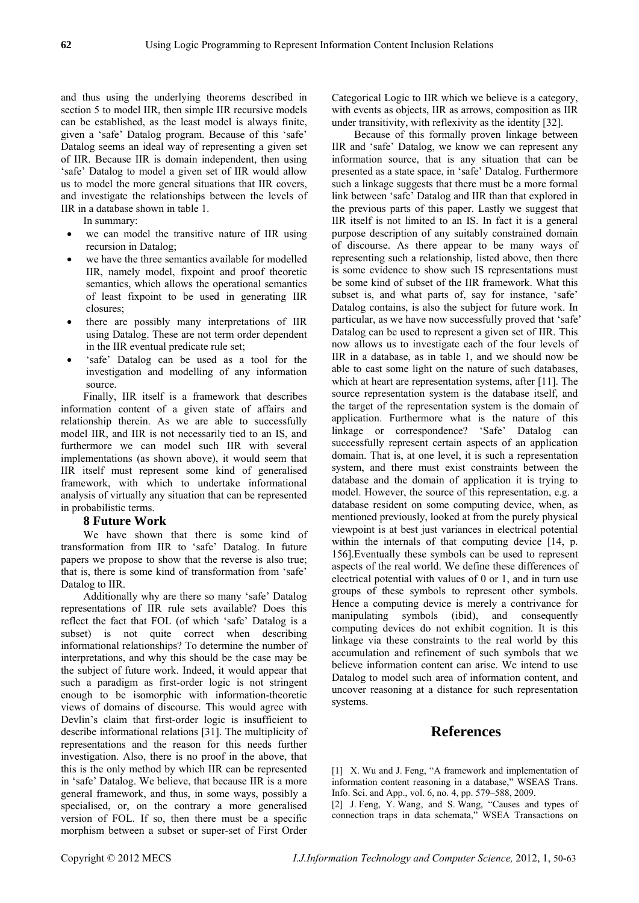and thus using the underlying theorems described in section 5 to model IIR, then simple IIR recursive models can be established, as the least model is always finite, given a 'safe' Datalog program. Because of this 'safe' Datalog seems an ideal way of representing a given set of IIR. Because IIR is domain independent, then using 'safe' Datalog to model a given set of IIR would allow us to model the more general situations that IIR covers, and investigate the relationships between the levels of IIR in a database shown in table 1.

In summary:

- we can model the transitive nature of IIR using recursion in Datalog;
- we have the three semantics available for modelled IIR, namely model, fixpoint and proof theoretic semantics, which allows the operational semantics of least fixpoint to be used in generating IIR closures;
- there are possibly many interpretations of IIR using Datalog. These are not term order dependent in the IIR eventual predicate rule set;
- 'safe' Datalog can be used as a tool for the investigation and modelling of any information source.

Finally, IIR itself is a framework that describes information content of a given state of affairs and relationship therein. As we are able to successfully model IIR, and IIR is not necessarily tied to an IS, and furthermore we can model such IIR with several implementations (as shown above), it would seem that IIR itself must represent some kind of generalised framework, with which to undertake informational analysis of virtually any situation that can be represented in probabilistic terms.

## 8 Future Work

We have shown that there is some kind of transformation from IIR to 'safe' Datalog. In future papers we propose to show that the reverse is also true; that is, there is some kind of transformation from 'safe' Datalog to IIR.

Additionally why are there so many 'safe' Datalog representations of IIR rule sets available? Does this reflect the fact that FOL (of which 'safe' Datalog is a subset) is not quite correct when describing informational relationships? To determine the number of interpretations, and why this should be the case may be the subject of future work. Indeed, it would appear that such a paradigm as first-order logic is not stringent enough to be isomorphic with information-theoretic views of domains of discourse. This would agree with Devlin's claim that first-order logic is insufficient to describe informational relations [31]. The multiplicity of representations and the reason for this needs further investigation. Also, there is no proof in the above, that this is the only method by which IIR can be represented in 'safe' Datalog. We believe, that because IIR is a more general framework, and thus, in some ways, possibly a specialised, or, on the contrary a more generalised version of FOL. If so, then there must be a specific morphism between a subset or super-set of First Order Categorical Logic to IIR which we believe is a category, with events as objects, IIR as arrows, composition as IIR under transitivity, with reflexivity as the identity [32].

Because of this formally proven linkage between IIR and 'safe' Datalog, we know we can represent any information source, that is any situation that can be presented as a state space, in 'safe' Datalog. Furthermore such a linkage suggests that there must be a more formal link between 'safe' Datalog and IIR than that explored in the previous parts of this paper. Lastly we suggest that IIR itself is not limited to an IS. In fact it is a general purpose description of any suitably constrained domain of discourse. As there appear to be many ways of representing such a relationship, listed above, then there is some evidence to show such IS representations must be some kind of subset of the IIR framework. What this subset is, and what parts of, say for instance, 'safe' Datalog contains, is also the subject for future work. In particular, as we have now successfully proved that 'safe' Datalog can be used to represent a given set of IIR. This now allows us to investigate each of the four levels of IIR in a database, as in table 1, and we should now be able to cast some light on the nature of such databases, which at heart are representation systems, after [11]. The source representation system is the database itself, and the target of the representation system is the domain of application. Furthermore what is the nature of this linkage or correspondence? 'Safe' Datalog can successfully represent certain aspects of an application domain. That is, at one level, it is such a representation system, and there must exist constraints between the database and the domain of application it is trying to model. However, the source of this representation, e.g. a database resident on some computing device, when, as mentioned previously, looked at from the purely physical viewpoint is at best just variances in electrical potential within the internals of that computing device [14, p. 156].Eventually these symbols can be used to represent aspects of the real world. We define these differences of electrical potential with values of 0 or 1, and in turn use groups of these symbols to represent other symbols. Hence a computing device is merely a contrivance for manipulating symbols (ibid), and consequently computing devices do not exhibit cognition. It is this linkage via these constraints to the real world by this accumulation and refinement of such symbols that we believe information content can arise. We intend to use Datalog to model such area of information content, and uncover reasoning at a distance for such representation systems.

## References

[1] X. Wu and J. Feng, "A framework and implementation of information content reasoning in a database," WSEAS Trans. Info. Sci. and App., vol. 6, no. 4, pp. 579–588, 2009.

[2] J. Feng, Y. Wang, and S. Wang, "Causes and types of connection traps in data schemata," WSEA Transactions on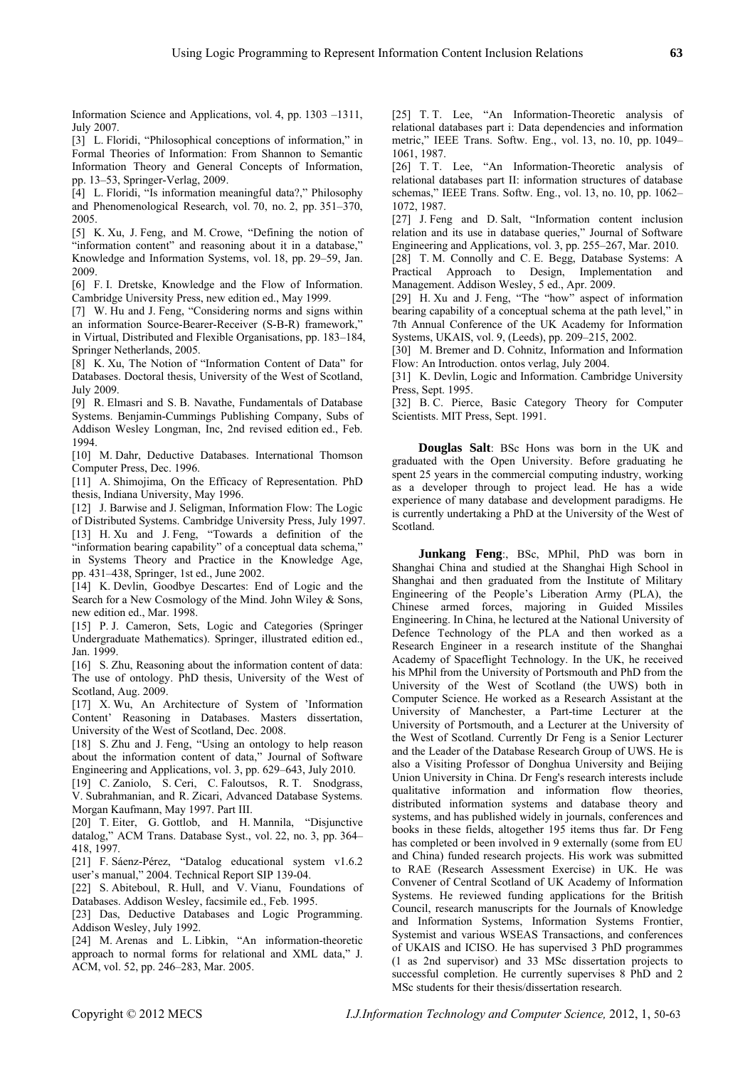Information Science and Applications, vol. 4, pp. 1303 –1311, July 2007.

[3] L. Floridi, "Philosophical conceptions of information," in Formal Theories of Information: From Shannon to Semantic Information Theory and General Concepts of Information, pp. 13–53, Springer-Verlag, 2009.

[4] L. Floridi, "Is information meaningful data?," Philosophy and Phenomenological Research, vol. 70, no. 2, pp. 351–370, 2005.

[5] K. Xu, J. Feng, and M. Crowe, "Defining the notion of "information content" and reasoning about it in a database," Knowledge and Information Systems, vol. 18, pp. 29–59, Jan. 2009.

[6] F. I. Dretske, Knowledge and the Flow of Information. Cambridge University Press, new edition ed., May 1999.

[7] W. Hu and J. Feng, "Considering norms and signs within an information Source-Bearer-Receiver (S-B-R) framework," in Virtual, Distributed and Flexible Organisations, pp. 183–184, Springer Netherlands, 2005.

[8] K. Xu, The Notion of "Information Content of Data" for Databases. Doctoral thesis, University of the West of Scotland, July 2009.

[9] R. Elmasri and S. B. Navathe, Fundamentals of Database Systems. Benjamin-Cummings Publishing Company, Subs of Addison Wesley Longman, Inc, 2nd revised edition ed., Feb. 1994.

[10] M. Dahr, Deductive Databases. International Thomson Computer Press, Dec. 1996.

[11] A. Shimojima, On the Efficacy of Representation. PhD thesis, Indiana University, May 1996.

[12] J. Barwise and J. Seligman, Information Flow: The Logic of Distributed Systems. Cambridge University Press, July 1997.

[13] H. Xu and J. Feng, "Towards a definition of the "information bearing capability" of a conceptual data schema," in Systems Theory and Practice in the Knowledge Age, pp. 431–438, Springer, 1st ed., June 2002.

[14] K. Devlin, Goodbye Descartes: End of Logic and the Search for a New Cosmology of the Mind. John Wiley & Sons, new edition ed., Mar. 1998.

[15] P. J. Cameron, Sets, Logic and Categories (Springer Undergraduate Mathematics). Springer, illustrated edition ed., Jan. 1999.

[16] S. Zhu, Reasoning about the information content of data: The use of ontology. PhD thesis, University of the West of Scotland, Aug. 2009.

[17] X. Wu, An Architecture of System of 'Information Content' Reasoning in Databases. Masters dissertation, University of the West of Scotland, Dec. 2008.

[18] S. Zhu and J. Feng, "Using an ontology to help reason about the information content of data," Journal of Software Engineering and Applications, vol. 3, pp. 629–643, July 2010.

[19] C. Zaniolo, S. Ceri, C. Faloutsos, R. T. Snodgrass, V. Subrahmanian, and R. Zicari, Advanced Database Systems. Morgan Kaufmann, May 1997. Part III.

[20] T. Eiter, G. Gottlob, and H. Mannila, "Disjunctive datalog," ACM Trans. Database Syst., vol. 22, no. 3, pp. 364–418, 1997.

[21] F. Sáenz-Pérez, "Datalog educational system v1.6.2 user's manual," 2004. Technical Report SIP 139-04.

[22] S. Abiteboul, R. Hull, and V. Vianu, Foundations of Databases. Addison Wesley, facsimile ed., Feb. 1995.

[23] Das, Deductive Databases and Logic Programming. Addison Wesley, July 1992.

[24] M. Arenas and L. Libkin, "An information-theoretic approach to normal forms for relational and XML data," J. ACM, vol. 52, pp. 246–283, Mar. 2005.

[25] T. T. Lee, "An Information-Theoretic analysis of relational databases part i: Data dependencies and information metric," IEEE Trans. Softw. Eng., vol. 13, no. 10, pp. 1049–1061, 1987.

[26] T. T. Lee, "An Information-Theoretic analysis of relational databases part II: information structures of database schemas," IEEE Trans. Softw. Eng., vol. 13, no. 10, pp. 1062–1072, 1987.

[27] J. Feng and D. Salt, "Information content inclusion relation and its use in database queries," Journal of Software Engineering and Applications, vol. 3, pp. 255–267, Mar. 2010.

[28] T. M. Connolly and C. E. Begg, Database Systems: A Practical Approach to Design, Implementation and Management. Addison Wesley, 5 ed., Apr. 2009.

[29] H. Xu and J. Feng, "The "how" aspect of information bearing capability of a conceptual schema at the path level," in 7th Annual Conference of the UK Academy for Information Systems, UKAIS, vol. 9, (Leeds), pp. 209–215, 2002.

[30] M. Bremer and D. Cohnitz, Information and Information Flow: An Introduction. ontos verlag, July 2004.

[31] K. Devlin, Logic and Information. Cambridge University Press, Sept. 1995.

[32] B. C. Pierce, Basic Category Theory for Computer Scientists. MIT Press, Sept. 1991.

**Douglas Salt**: BSc Hons was born in the UK and graduated with the Open University. Before graduating he spent 25 years in the commercial computing industry, working as a developer through to project lead. He has a wide experience of many database and development paradigms. He is currently undertaking a PhD at the University of the West of Scotland.

**Junkang Feng**:, BSc, MPhil, PhD was born in Shanghai China and studied at the Shanghai High School in Shanghai and then graduated from the Institute of Military Engineering of the People's Liberation Army (PLA), the Chinese armed forces, majoring in Guided Missiles Engineering. In China, he lectured at the National University of Defence Technology of the PLA and then worked as a Research Engineer in a research institute of the Shanghai Academy of Spaceflight Technology. In the UK, he received his MPhil from the University of Portsmouth and PhD from the University of the West of Scotland (the UWS) both in Computer Science. He worked as a Research Assistant at the University of Manchester, a Part-time Lecturer at the University of Portsmouth, and a Lecturer at the University of the West of Scotland. Currently Dr Feng is a Senior Lecturer and the Leader of the Database Research Group of UWS. He is also a Visiting Professor of Donghua University and Beijing Union University in China. Dr Feng's research interests include qualitative information and information flow theories, distributed information systems and database theory and systems, and has published widely in journals, conferences and books in these fields, altogether 195 items thus far. Dr Feng has completed or been involved in 9 externally (some from EU and China) funded research projects. His work was submitted to RAE (Research Assessment Exercise) in UK. He was Convener of Central Scotland of UK Academy of Information Systems. He reviewed funding applications for the British Council, research manuscripts for the Journals of Knowledge and Information Systems, Information Systems Frontier, Systemist and various WSEAS Transactions, and conferences of UKAIS and ICISO. He has supervised 3 PhD programmes (1 as 2nd supervisor) and 33 MSc dissertation projects to successful completion. He currently supervises 8 PhD and 2 MSc students for their thesis/dissertation research.